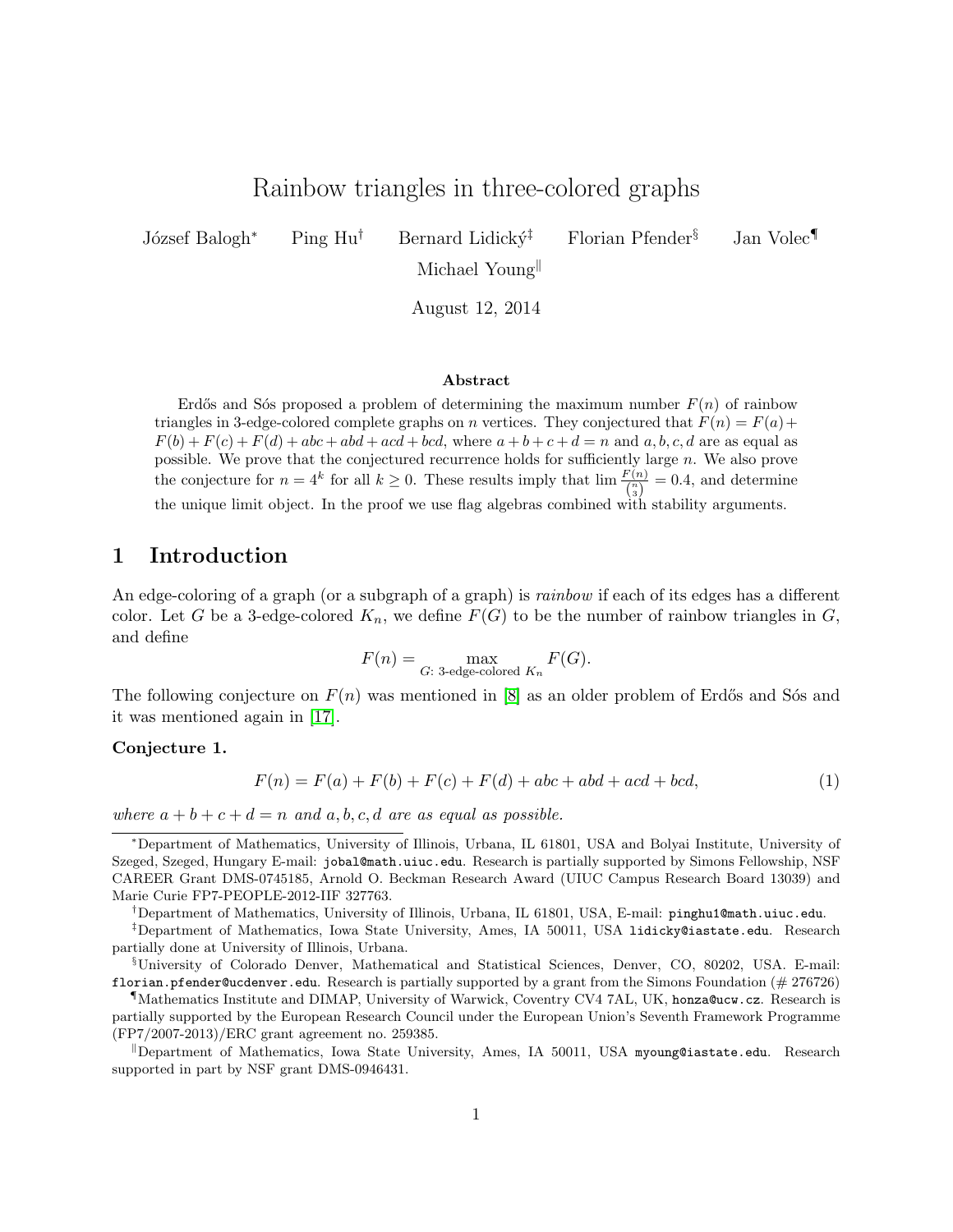# Rainbow triangles in three-colored graphs

József Balogh[*] Ping Hu[†] Bernard Lidický[‡] Florian Pfender[§] Jan Volec[¶]
Michael Young[‖]

August 12, 2014

### Abstract

Erdős and Sós proposed a problem of determining the maximum number $F(n)$ of rainbow triangles in 3-edge-colored complete graphs on $n$ vertices. They conjectured that $F(n) = F(a) + F(b) + F(c) + F(d) + abc + abd + acd + bcd$, where $a + b + c + d = n$ and $a, b, c, d$ are as equal as possible. We prove that the conjectured recurrence holds for sufficiently large $n$. We also prove the conjecture for $n = 4^k$ for all $k \geq 0$. These results imply that $\lim \frac{F(n)}{\binom{n}{3}} = 0.4$, and determine the unique limit object. In the proof we use flag algebras combined with stability arguments.

## 1 Introduction

An edge-coloring of a graph (or a subgraph of a graph) is *rainbow* if each of its edges has a different color. Let $G$ be a 3-edge-colored $K_n$, we define $F(G)$ to be the number of rainbow triangles in $G$, and define

$$F(n) = \max_{G\text{: 3-edge-colored } K_n} F(G).$$

The following conjecture on $F(n)$ was mentioned in [8] as an older problem of Erdős and Sós and it was mentioned again in [17].

**Conjecture 1.**

$$F(n) = F(a) + F(b) + F(c) + F(d) + abc + abd + acd + bcd, \tag{1}$$

*where $a + b + c + d = n$ and $a, b, c, d$ are as equal as possible.*

---

[*] Department of Mathematics, University of Illinois, Urbana, IL 61801, USA and Bolyai Institute, University of Szeged, Szeged, Hungary E-mail: jobal@math.uiuc.edu. Research is partially supported by Simons Fellowship, NSF CAREER Grant DMS-0745185, Arnold O. Beckman Research Award (UIUC Campus Research Board 13039) and Marie Curie FP7-PEOPLE-2012-IIF 327763.

[†] Department of Mathematics, University of Illinois, Urbana, IL 61801, USA, E-mail: pinghu1@math.uiuc.edu.

[‡] Department of Mathematics, Iowa State University, Ames, IA 50011, USA lidicky@iastate.edu. Research partially done at University of Illinois, Urbana.

[§] University of Colorado Denver, Mathematical and Statistical Sciences, Denver, CO, 80202, USA. E-mail: florian.pfender@ucdenver.edu. Research is partially supported by a grant from the Simons Foundation (# 276726)

[¶] Mathematics Institute and DIMAP, University of Warwick, Coventry CV4 7AL, UK, honza@ucw.cz. Research is partially supported by the European Research Council under the European Union's Seventh Framework Programme (FP7/2007-2013)/ERC grant agreement no. 259385.

[‖] Department of Mathematics, Iowa State University, Ames, IA 50011, USA myoung@iastate.edu. Research supported in part by NSF grant DMS-0946431.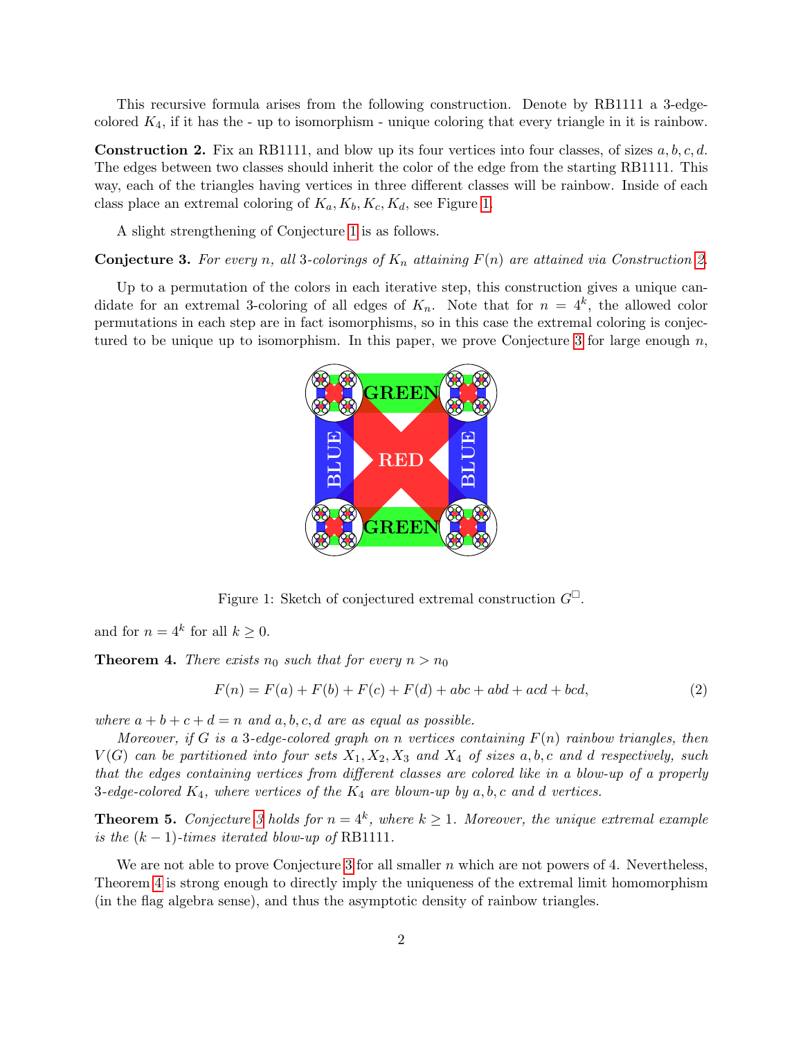This recursive formula arises from the following construction. Denote by RB1111 a 3-edge-colored $K_4$, if it has the - up to isomorphism - unique coloring that every triangle in it is rainbow.

**Construction 2.** Fix an RB1111, and blow up its four vertices into four classes, of sizes $a, b, c, d$. The edges between two classes should inherit the color of the edge from the starting RB1111. This way, each of the triangles having vertices in three different classes will be rainbow. Inside of each class place an extremal coloring of $K_a, K_b, K_c, K_d$, see Figure 1.

A slight strengthening of Conjecture 1 is as follows.

**Conjecture 3.** *For every $n$, all 3-colorings of $K_n$ attaining $F(n)$ are attained via Construction 2.*

Up to a permutation of the colors in each iterative step, this construction gives a unique candidate for an extremal 3-coloring of all edges of $K_n$. Note that for $n = 4^k$, the allowed color permutations in each step are in fact isomorphisms, so in this case the extremal coloring is conjectured to be unique up to isomorphism. In this paper, we prove Conjecture 3 for large enough $n$, and for $n = 4^k$ for all $k \geq 0$.

Figure 1: Sketch of conjectured extremal construction $G^{\square}$.

**Theorem 4.** *There exists $n_0$ such that for every $n > n_0$*

$$F(n) = F(a) + F(b) + F(c) + F(d) + abc + abd + acd + bcd, \tag{2}$$

*where $a + b + c + d = n$ and $a, b, c, d$ are as equal as possible.*

*Moreover, if $G$ is a 3-edge-colored graph on $n$ vertices containing $F(n)$ rainbow triangles, then $V(G)$ can be partitioned into four sets $X_1, X_2, X_3$ and $X_4$ of sizes $a, b, c$ and $d$ respectively, such that the edges containing vertices from different classes are colored like in a blow-up of a properly 3-edge-colored $K_4$, where vertices of the $K_4$ are blown-up by $a, b, c$ and $d$ vertices.*

**Theorem 5.** *Conjecture 3 holds for $n = 4^k$, where $k \geq 1$. Moreover, the unique extremal example is the $(k-1)$-times iterated blow-up of* RB1111.

We are not able to prove Conjecture 3 for all smaller $n$ which are not powers of 4. Nevertheless, Theorem 4 is strong enough to directly imply the uniqueness of the extremal limit homomorphism (in the flag algebra sense), and thus the asymptotic density of rainbow triangles.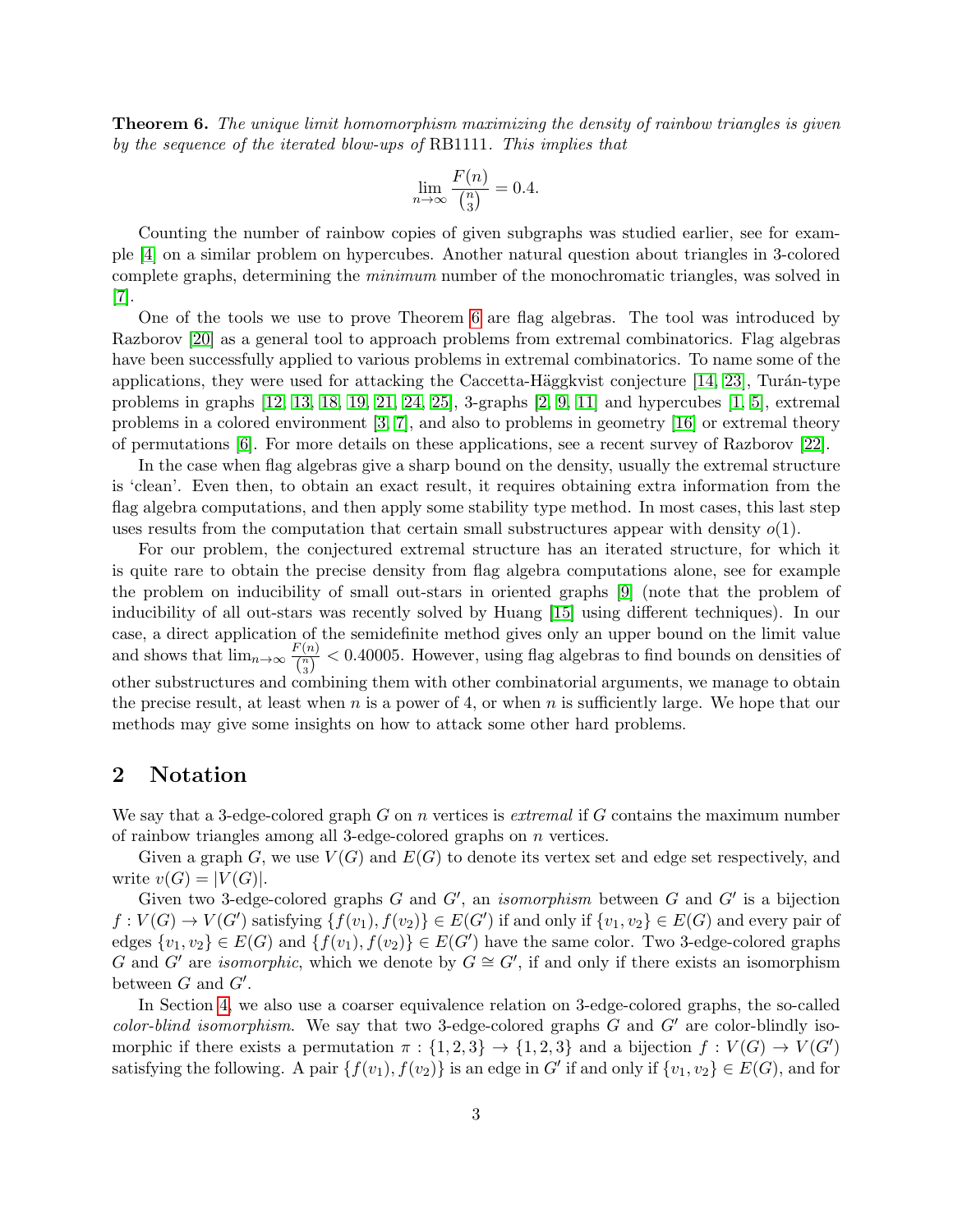**Theorem 6.** *The unique limit homomorphism maximizing the density of rainbow triangles is given by the sequence of the iterated blow-ups of* RB1111*. This implies that*

$$\lim_{n\to\infty} \frac{F(n)}{\binom{n}{3}} = 0.4.$$

Counting the number of rainbow copies of given subgraphs was studied earlier, see for example [4] on a similar problem on hypercubes. Another natural question about triangles in 3-colored complete graphs, determining the *minimum* number of the monochromatic triangles, was solved in [7].

One of the tools we use to prove Theorem 6 are flag algebras. The tool was introduced by Razborov [20] as a general tool to approach problems from extremal combinatorics. Flag algebras have been successfully applied to various problems in extremal combinatorics. To name some of the applications, they were used for attacking the Caccetta-Häggkvist conjecture [14, 23], Turán-type problems in graphs [12, 13, 18, 19, 21, 24, 25], 3-graphs [2, 9, 11] and hypercubes [1, 5], extremal problems in a colored environment [3, 7], and also to problems in geometry [16] or extremal theory of permutations [6]. For more details on these applications, see a recent survey of Razborov [22].

In the case when flag algebras give a sharp bound on the density, usually the extremal structure is 'clean'. Even then, to obtain an exact result, it requires obtaining extra information from the flag algebra computations, and then apply some stability type method. In most cases, this last step uses results from the computation that certain small substructures appear with density $o(1)$.

For our problem, the conjectured extremal structure has an iterated structure, for which it is quite rare to obtain the precise density from flag algebra computations alone, see for example the problem on inducibility of small out-stars in oriented graphs [9] (note that the problem of inducibility of all out-stars was recently solved by Huang [15] using different techniques). In our case, a direct application of the semidefinite method gives only an upper bound on the limit value and shows that $\lim_{n\to\infty} \frac{F(n)}{\binom{n}{3}} < 0.40005$. However, using flag algebras to find bounds on densities of other substructures and combining them with other combinatorial arguments, we manage to obtain the precise result, at least when $n$ is a power of 4, or when $n$ is sufficiently large. We hope that our methods may give some insights on how to attack some other hard problems.

## 2 Notation

We say that a 3-edge-colored graph $G$ on $n$ vertices is *extremal* if $G$ contains the maximum number of rainbow triangles among all 3-edge-colored graphs on $n$ vertices.

Given a graph $G$, we use $V(G)$ and $E(G)$ to denote its vertex set and edge set respectively, and write $v(G) = |V(G)|$.

Given two 3-edge-colored graphs $G$ and $G'$, an *isomorphism* between $G$ and $G'$ is a bijection $f : V(G) \to V(G')$ satisfying $\{f(v_1), f(v_2)\} \in E(G')$ if and only if $\{v_1, v_2\} \in E(G)$ and every pair of edges $\{v_1, v_2\} \in E(G)$ and $\{f(v_1), f(v_2)\} \in E(G')$ have the same color. Two 3-edge-colored graphs $G$ and $G'$ are *isomorphic*, which we denote by $G \cong G'$, if and only if there exists an isomorphism between $G$ and $G'$.

In Section 4, we also use a coarser equivalence relation on 3-edge-colored graphs, the so-called *color-blind isomorphism*. We say that two 3-edge-colored graphs $G$ and $G'$ are color-blindly isomorphic if there exists a permutation $\pi : \{1, 2, 3\} \to \{1, 2, 3\}$ and a bijection $f : V(G) \to V(G')$ satisfying the following. A pair $\{f(v_1), f(v_2)\}$ is an edge in $G'$ if and only if $\{v_1, v_2\} \in E(G)$, and for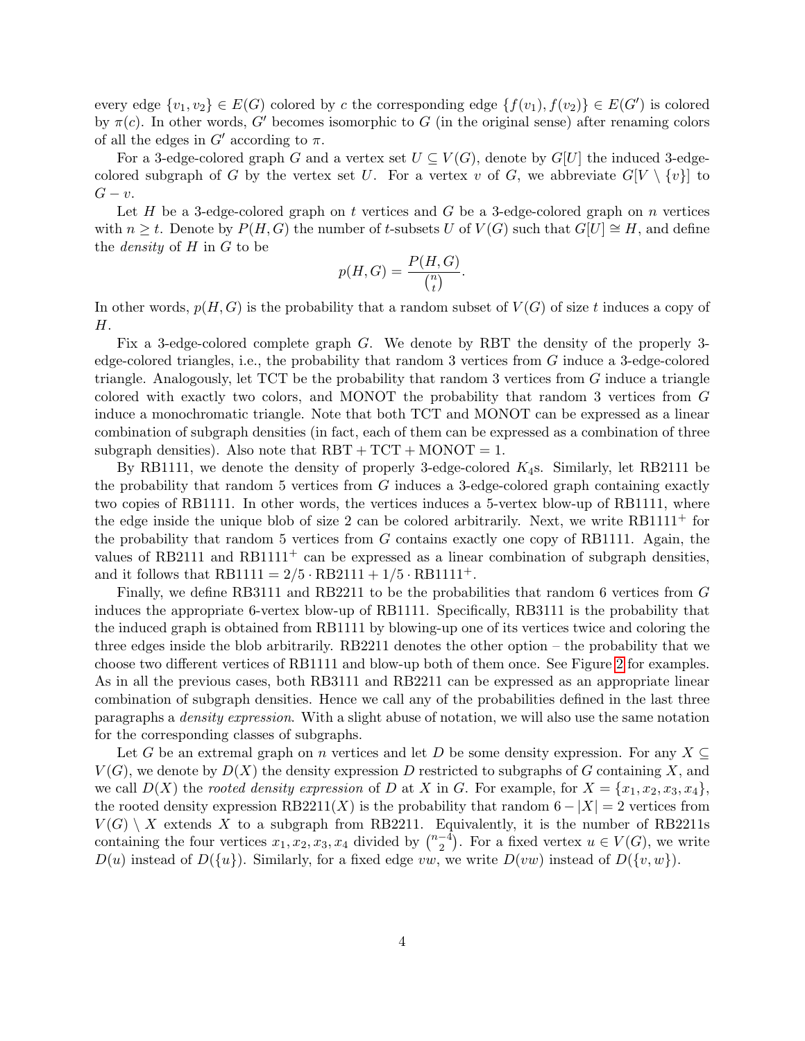every edge $\{v_1, v_2\} \in E(G)$ colored by $c$ the corresponding edge $\{f(v_1), f(v_2)\} \in E(G')$ is colored by $\pi(c)$. In other words, $G'$ becomes isomorphic to $G$ (in the original sense) after renaming colors of all the edges in $G'$ according to $\pi$.

For a 3-edge-colored graph $G$ and a vertex set $U \subseteq V(G)$, denote by $G[U]$ the induced 3-edge-colored subgraph of $G$ by the vertex set $U$. For a vertex $v$ of $G$, we abbreviate $G[V \setminus \{v\}]$ to $G - v$.

Let $H$ be a 3-edge-colored graph on $t$ vertices and $G$ be a 3-edge-colored graph on $n$ vertices with $n \geq t$. Denote by $P(H, G)$ the number of $t$-subsets $U$ of $V(G)$ such that $G[U] \cong H$, and define the *density* of $H$ in $G$ to be

$$p(H, G) = \frac{P(H, G)}{\binom{n}{t}}.$$

In other words, $p(H, G)$ is the probability that a random subset of $V(G)$ of size $t$ induces a copy of $H$.

Fix a 3-edge-colored complete graph $G$. We denote by RBT the density of the properly 3-edge-colored triangles, i.e., the probability that random 3 vertices from $G$ induce a 3-edge-colored triangle. Analogously, let TCT be the probability that random 3 vertices from $G$ induce a triangle colored with exactly two colors, and MONOT the probability that random 3 vertices from $G$ induce a monochromatic triangle. Note that both TCT and MONOT can be expressed as a linear combination of subgraph densities (in fact, each of them can be expressed as a combination of three subgraph densities). Also note that $\text{RBT} + \text{TCT} + \text{MONOT} = 1$.

By RB1111, we denote the density of properly 3-edge-colored $K_4$s. Similarly, let RB2111 be the probability that random 5 vertices from $G$ induces a 3-edge-colored graph containing exactly two copies of RB1111. In other words, the vertices induces a 5-vertex blow-up of RB1111, where the edge inside the unique blob of size 2 can be colored arbitrarily. Next, we write $\text{RB1111}^+$ for the probability that random 5 vertices from $G$ contains exactly one copy of RB1111. Again, the values of RB2111 and $\text{RB1111}^+$ can be expressed as a linear combination of subgraph densities, and it follows that $\text{RB1111} = 2/5 \cdot \text{RB2111} + 1/5 \cdot \text{RB1111}^+$.

Finally, we define RB3111 and RB2211 to be the probabilities that random 6 vertices from $G$ induces the appropriate 6-vertex blow-up of RB1111. Specifically, RB3111 is the probability that the induced graph is obtained from RB1111 by blowing-up one of its vertices twice and coloring the three edges inside the blob arbitrarily. RB2211 denotes the other option – the probability that we choose two different vertices of RB1111 and blow-up both of them once. See Figure 2 for examples. As in all the previous cases, both RB3111 and RB2211 can be expressed as an appropriate linear combination of subgraph densities. Hence we call any of the probabilities defined in the last three paragraphs a *density expression*. With a slight abuse of notation, we will also use the same notation for the corresponding classes of subgraphs.

Let $G$ be an extremal graph on $n$ vertices and let $D$ be some density expression. For any $X \subseteq V(G)$, we denote by $D(X)$ the density expression $D$ restricted to subgraphs of $G$ containing $X$, and we call $D(X)$ the *rooted density expression* of $D$ at $X$ in $G$. For example, for $X = \{x_1, x_2, x_3, x_4\}$, the rooted density expression $\text{RB2211}(X)$ is the probability that random $6 - |X| = 2$ vertices from $V(G) \setminus X$ extends $X$ to a subgraph from RB2211. Equivalently, it is the number of RB2211s containing the four vertices $x_1, x_2, x_3, x_4$ divided by $\binom{n-4}{2}$. For a fixed vertex $u \in V(G)$, we write $D(u)$ instead of $D(\{u\})$. Similarly, for a fixed edge $vw$, we write $D(vw)$ instead of $D(\{v, w\})$.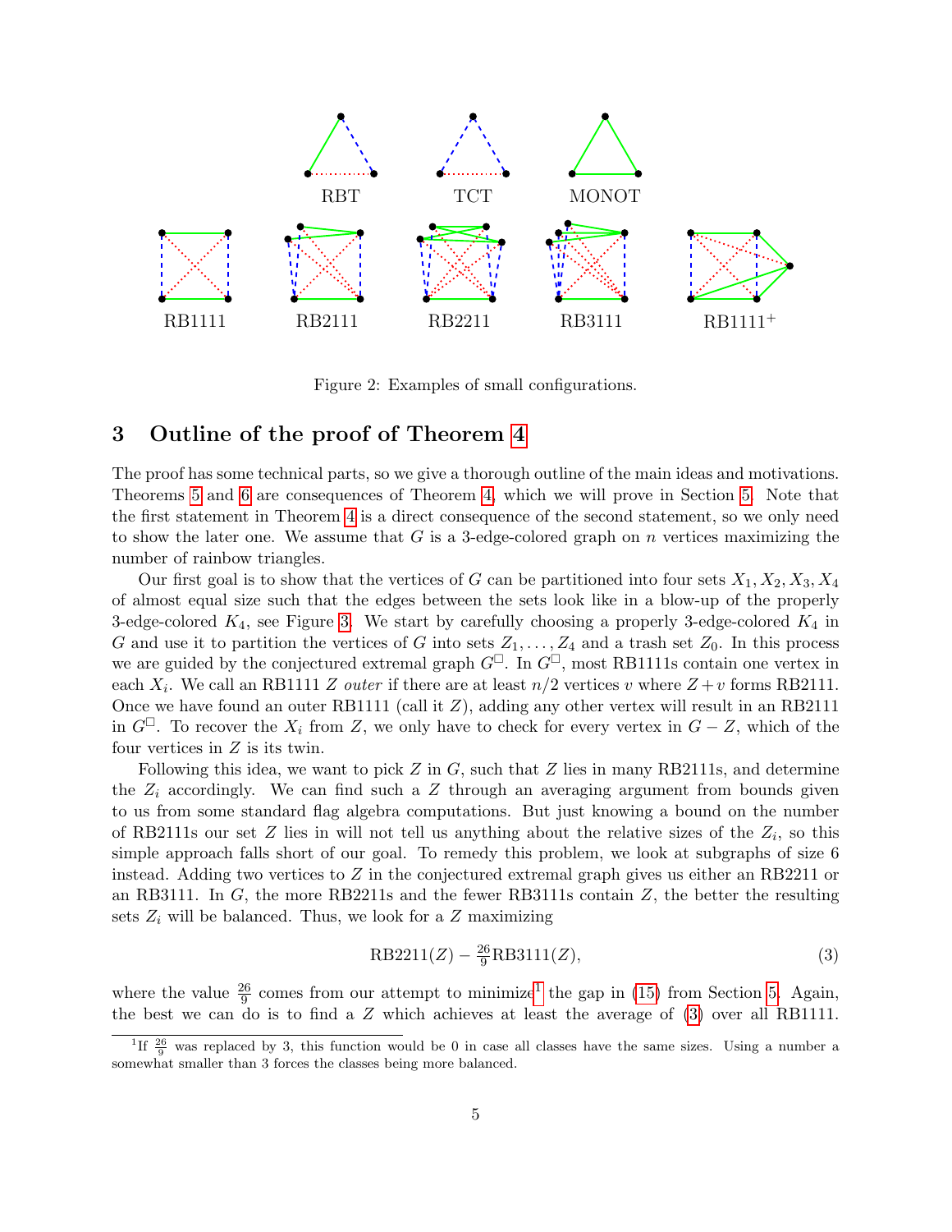RBT TCT MONOT

RB1111 RB2111 RB2211 RB3111 RB1111$^+$

Figure 2: Examples of small configurations.

## 3 Outline of the proof of Theorem 4

The proof has some technical parts, so we give a thorough outline of the main ideas and motivations. Theorems 5 and 6 are consequences of Theorem 4, which we will prove in Section 5. Note that the first statement in Theorem 4 is a direct consequence of the second statement, so we only need to show the later one. We assume that $G$ is a 3-edge-colored graph on $n$ vertices maximizing the number of rainbow triangles.

Our first goal is to show that the vertices of $G$ can be partitioned into four sets $X_1, X_2, X_3, X_4$ of almost equal size such that the edges between the sets look like in a blow-up of the properly 3-edge-colored $K_4$, see Figure 3. We start by carefully choosing a properly 3-edge-colored $K_4$ in $G$ and use it to partition the vertices of $G$ into sets $Z_1, \ldots, Z_4$ and a trash set $Z_0$. In this process we are guided by the conjectured extremal graph $G^\square$. In $G^\square$, most RB1111s contain one vertex in each $X_i$. We call an RB1111 $Z$ *outer* if there are at least $n/2$ vertices $v$ where $Z + v$ forms RB2111. Once we have found an outer RB1111 (call it $Z$), adding any other vertex will result in an RB2111 in $G^\square$. To recover the $X_i$ from $Z$, we only have to check for every vertex in $G - Z$, which of the four vertices in $Z$ is its twin.

Following this idea, we want to pick $Z$ in $G$, such that $Z$ lies in many RB2111s, and determine the $Z_i$ accordingly. We can find such a $Z$ through an averaging argument from bounds given to us from some standard flag algebra computations. But just knowing a bound on the number of RB2111s our set $Z$ lies in will not tell us anything about the relative sizes of the $Z_i$, so this simple approach falls short of our goal. To remedy this problem, we look at subgraphs of size 6 instead. Adding two vertices to $Z$ in the conjectured extremal graph gives us either an RB2211 or an RB3111. In $G$, the more RB2211s and the fewer RB3111s contain $Z$, the better the resulting sets $Z_i$ will be balanced. Thus, we look for a $Z$ maximizing

$$\text{RB2211}(Z) - \tfrac{26}{9}\text{RB3111}(Z), \tag{3}$$

where the value $\frac{26}{9}$ comes from our attempt to minimize[1] the gap in (15) from Section 5. Again, the best we can do is to find a $Z$ which achieves at least the average of (3) over all RB1111.

[1] If $\frac{26}{9}$ was replaced by 3, this function would be 0 in case all classes have the same sizes. Using a number a somewhat smaller than 3 forces the classes being more balanced.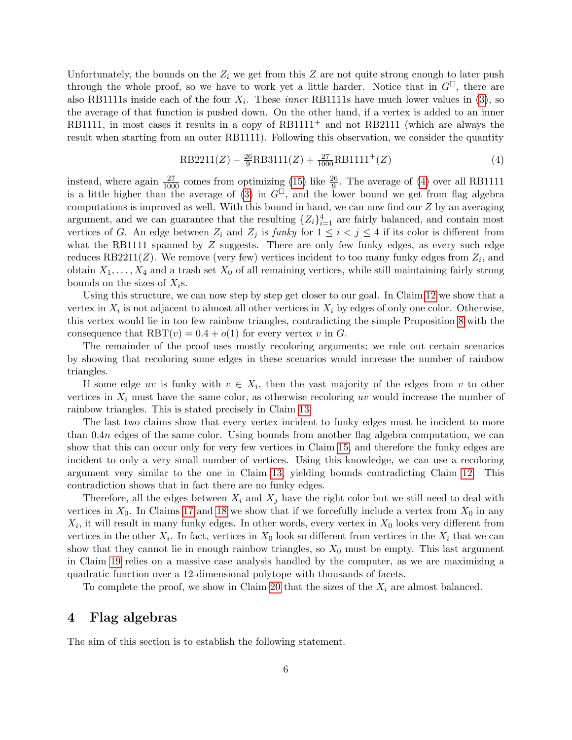Unfortunately, the bounds on the $Z_i$ we get from this $Z$ are not quite strong enough to later push through the whole proof, so we have to work yet a little harder. Notice that in $G^{\square}$, there are also RB1111s inside each of the four $X_i$. These *inner* RB1111s have much lower values in (3), so the average of that function is pushed down. On the other hand, if a vertex is added to an inner RB1111, in most cases it results in a copy of RB1111$^+$ and not RB2111 (which are always the result when starting from an outer RB1111). Following this observation, we consider the quantity

$$\text{RB2211}(Z) - \tfrac{26}{9}\text{RB3111}(Z) + \tfrac{27}{1000}\text{RB1111}^+(Z) \tag{4}$$

instead, where again $\frac{27}{1000}$ comes from optimizing (15) like $\frac{26}{9}$. The average of (4) over all RB1111 is a little higher than the average of (3) in $G^{\square}$, and the lower bound we get from flag algebra computations is improved as well. With this bound in hand, we can now find our $Z$ by an averaging argument, and we can guarantee that the resulting $\{Z_i\}_{i=1}^4$ are fairly balanced, and contain most vertices of $G$. An edge between $Z_i$ and $Z_j$ is *funky* for $1 \le i < j \le 4$ if its color is different from what the RB1111 spanned by $Z$ suggests. There are only few funky edges, as every such edge reduces RB2211$(Z)$. We remove (very few) vertices incident to too many funky edges from $Z_i$, and obtain $X_1, \dots, X_4$ and a trash set $X_0$ of all remaining vertices, while still maintaining fairly strong bounds on the sizes of $X_i$s.

Using this structure, we can now step by step get closer to our goal. In Claim 12 we show that a vertex in $X_i$ is not adjacent to almost all other vertices in $X_i$ by edges of only one color. Otherwise, this vertex would lie in too few rainbow triangles, contradicting the simple Proposition 8 with the consequence that $\text{RBT}(v) = 0.4 + o(1)$ for every vertex $v$ in $G$.

The remainder of the proof uses mostly recoloring arguments; we rule out certain scenarios by showing that recoloring some edges in these scenarios would increase the number of rainbow triangles.

If some edge $uv$ is funky with $v \in X_i$, then the vast majority of the edges from $v$ to other vertices in $X_i$ must have the same color, as otherwise recoloring $uv$ would increase the number of rainbow triangles. This is stated precisely in Claim 13.

The last two claims show that every vertex incident to funky edges must be incident to more than $0.4n$ edges of the same color. Using bounds from another flag algebra computation, we can show that this can occur only for very few vertices in Claim 15, and therefore the funky edges are incident to only a very small number of vertices. Using this knowledge, we can use a recoloring argument very similar to the one in Claim 13, yielding bounds contradicting Claim 12. This contradiction shows that in fact there are no funky edges.

Therefore, all the edges between $X_i$ and $X_j$ have the right color but we still need to deal with vertices in $X_0$. In Claims 17 and 18 we show that if we forcefully include a vertex from $X_0$ in any $X_i$, it will result in many funky edges. In other words, every vertex in $X_0$ looks very different from vertices in the other $X_i$. In fact, vertices in $X_0$ look so different from vertices in the $X_i$ that we can show that they cannot lie in enough rainbow triangles, so $X_0$ must be empty. This last argument in Claim 19 relies on a massive case analysis handled by the computer, as we are maximizing a quadratic function over a 12-dimensional polytope with thousands of facets.

To complete the proof, we show in Claim 20 that the sizes of the $X_i$ are almost balanced.

## 4 Flag algebras

The aim of this section is to establish the following statement.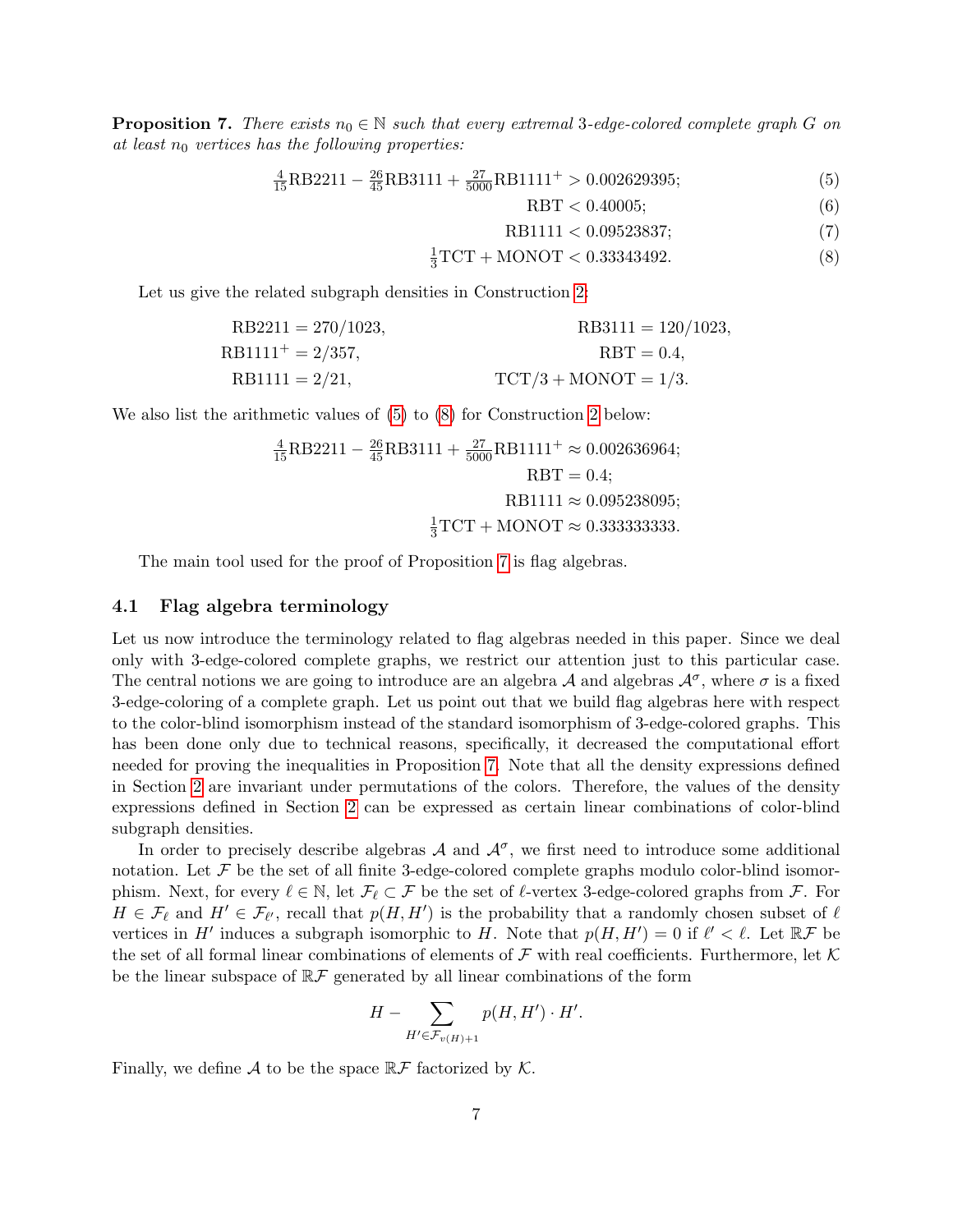**Proposition 7.** *There exists $n_0 \in \mathbb{N}$ such that every extremal 3-edge-colored complete graph $G$ on at least $n_0$ vertices has the following properties:*

$$\tfrac{4}{15}\mathrm{RB2211} - \tfrac{26}{45}\mathrm{RB3111} + \tfrac{27}{5000}\mathrm{RB1111}^{+} > 0.002629395; \tag{5}$$

$$\mathrm{RBT} < 0.40005; \tag{6}$$

$$\mathrm{RB1111} < 0.09523837; \tag{7}$$

$$\tfrac{1}{3}\mathrm{TCT} + \mathrm{MONOT} < 0.33343492. \tag{8}$$

Let us give the related subgraph densities in Construction 2:

$$\mathrm{RB2211} = 270/1023, \qquad \mathrm{RB3111} = 120/1023,$$

$$\mathrm{RB1111}^{+} = 2/357, \qquad \mathrm{RBT} = 0.4,$$

$$\mathrm{RB1111} = 2/21, \qquad \mathrm{TCT}/3 + \mathrm{MONOT} = 1/3.$$

We also list the arithmetic values of (5) to (8) for Construction 2 below:

$$\tfrac{4}{15}\mathrm{RB2211} - \tfrac{26}{45}\mathrm{RB3111} + \tfrac{27}{5000}\mathrm{RB1111}^{+} \approx 0.002636964;$$

$$\mathrm{RBT} = 0.4;$$

$$\mathrm{RB1111} \approx 0.095238095;$$

$$\tfrac{1}{3}\mathrm{TCT} + \mathrm{MONOT} \approx 0.333333333.$$

The main tool used for the proof of Proposition 7 is flag algebras.

### 4.1 Flag algebra terminology

Let us now introduce the terminology related to flag algebras needed in this paper. Since we deal only with 3-edge-colored complete graphs, we restrict our attention just to this particular case. The central notions we are going to introduce are an algebra $\mathcal{A}$ and algebras $\mathcal{A}^\sigma$, where $\sigma$ is a fixed 3-edge-coloring of a complete graph. Let us point out that we build flag algebras here with respect to the color-blind isomorphism instead of the standard isomorphism of 3-edge-colored graphs. This has been done only due to technical reasons, specifically, it decreased the computational effort needed for proving the inequalities in Proposition 7. Note that all the density expressions defined in Section 2 are invariant under permutations of the colors. Therefore, the values of the density expressions defined in Section 2 can be expressed as certain linear combinations of color-blind subgraph densities.

In order to precisely describe algebras $\mathcal{A}$ and $\mathcal{A}^\sigma$, we first need to introduce some additional notation. Let $\mathcal{F}$ be the set of all finite 3-edge-colored complete graphs modulo color-blind isomorphism. Next, for every $\ell \in \mathbb{N}$, let $\mathcal{F}_\ell \subset \mathcal{F}$ be the set of $\ell$-vertex 3-edge-colored graphs from $\mathcal{F}$. For $H \in \mathcal{F}_\ell$ and $H' \in \mathcal{F}_{\ell'}$, recall that $p(H, H')$ is the probability that a randomly chosen subset of $\ell$ vertices in $H'$ induces a subgraph isomorphic to $H$. Note that $p(H, H') = 0$ if $\ell' < \ell$. Let $\mathbb{R}\mathcal{F}$ be the set of all formal linear combinations of elements of $\mathcal{F}$ with real coefficients. Furthermore, let $\mathcal{K}$ be the linear subspace of $\mathbb{R}\mathcal{F}$ generated by all linear combinations of the form

$$H - \sum_{H' \in \mathcal{F}_{v(H)+1}} p(H, H') \cdot H'.$$

Finally, we define $\mathcal{A}$ to be the space $\mathbb{R}\mathcal{F}$ factorized by $\mathcal{K}$.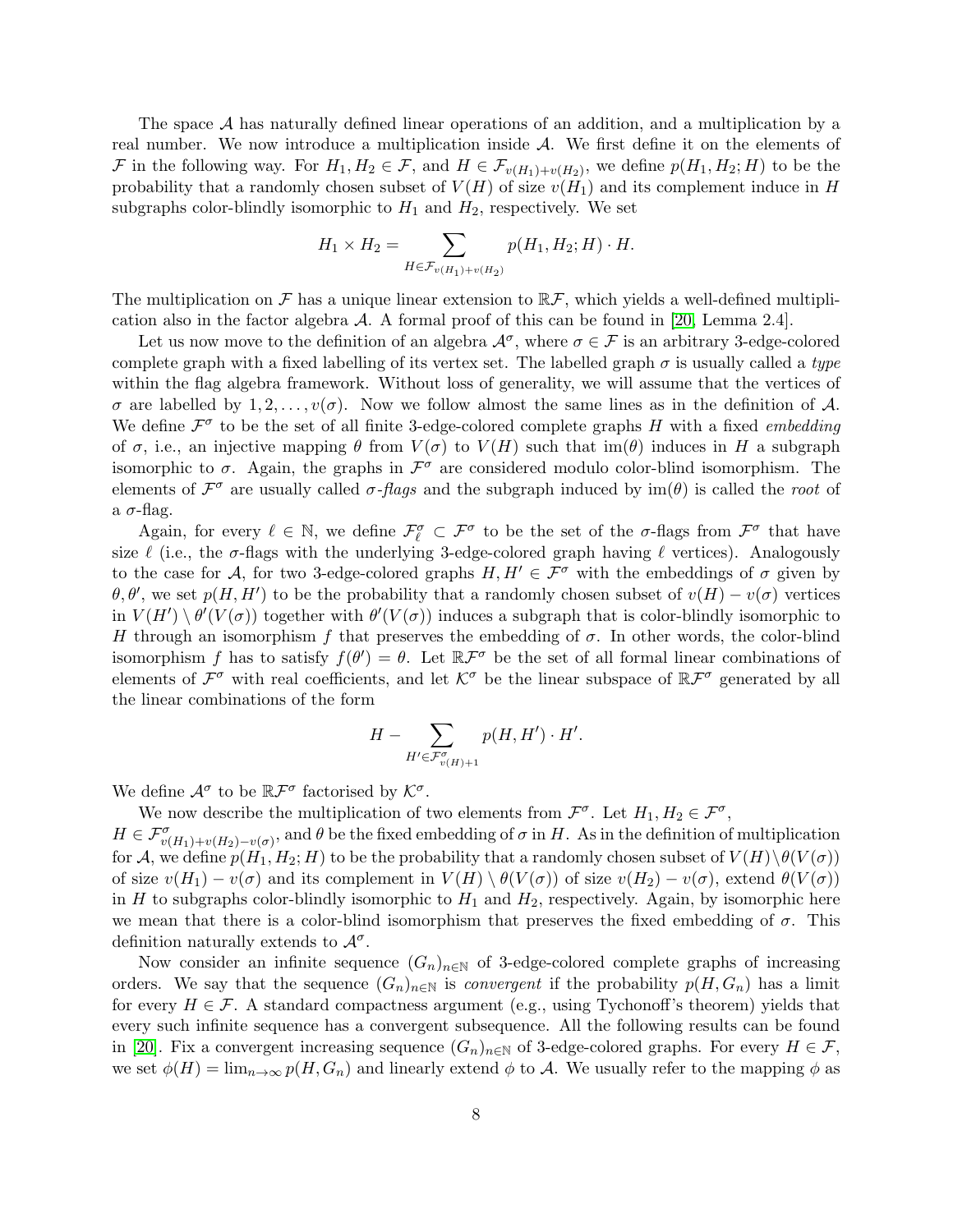The space $\mathcal{A}$ has naturally defined linear operations of an addition, and a multiplication by a real number. We now introduce a multiplication inside $\mathcal{A}$. We first define it on the elements of $\mathcal{F}$ in the following way. For $H_1, H_2 \in \mathcal{F}$, and $H \in \mathcal{F}_{v(H_1)+v(H_2)}$, we define $p(H_1, H_2; H)$ to be the probability that a randomly chosen subset of $V(H)$ of size $v(H_1)$ and its complement induce in $H$ subgraphs color-blindly isomorphic to $H_1$ and $H_2$, respectively. We set

$$H_1 \times H_2 = \sum_{H \in \mathcal{F}_{v(H_1)+v(H_2)}} p(H_1, H_2; H) \cdot H.$$

The multiplication on $\mathcal{F}$ has a unique linear extension to $\mathbb{R}\mathcal{F}$, which yields a well-defined multiplication also in the factor algebra $\mathcal{A}$. A formal proof of this can be found in [20, Lemma 2.4].

Let us now move to the definition of an algebra $\mathcal{A}^\sigma$, where $\sigma \in \mathcal{F}$ is an arbitrary 3-edge-colored complete graph with a fixed labelling of its vertex set. The labelled graph $\sigma$ is usually called a *type* within the flag algebra framework. Without loss of generality, we will assume that the vertices of $\sigma$ are labelled by $1, 2, \ldots, v(\sigma)$. Now we follow almost the same lines as in the definition of $\mathcal{A}$. We define $\mathcal{F}^\sigma$ to be the set of all finite 3-edge-colored complete graphs $H$ with a fixed *embedding* of $\sigma$, i.e., an injective mapping $\theta$ from $V(\sigma)$ to $V(H)$ such that $\mathrm{im}(\theta)$ induces in $H$ a subgraph isomorphic to $\sigma$. Again, the graphs in $\mathcal{F}^\sigma$ are considered modulo color-blind isomorphism. The elements of $\mathcal{F}^\sigma$ are usually called $\sigma$*-flags* and the subgraph induced by $\mathrm{im}(\theta)$ is called the *root* of a $\sigma$-flag.

Again, for every $\ell \in \mathbb{N}$, we define $\mathcal{F}^\sigma_\ell \subset \mathcal{F}^\sigma$ to be the set of the $\sigma$-flags from $\mathcal{F}^\sigma$ that have size $\ell$ (i.e., the $\sigma$-flags with the underlying 3-edge-colored graph having $\ell$ vertices). Analogously to the case for $\mathcal{A}$, for two 3-edge-colored graphs $H, H' \in \mathcal{F}^\sigma$ with the embeddings of $\sigma$ given by $\theta, \theta'$, we set $p(H, H')$ to be the probability that a randomly chosen subset of $v(H) - v(\sigma)$ vertices in $V(H') \setminus \theta'(V(\sigma))$ together with $\theta'(V(\sigma))$ induces a subgraph that is color-blindly isomorphic to $H$ through an isomorphism $f$ that preserves the embedding of $\sigma$. In other words, the color-blind isomorphism $f$ has to satisfy $f(\theta') = \theta$. Let $\mathbb{R}\mathcal{F}^\sigma$ be the set of all formal linear combinations of elements of $\mathcal{F}^\sigma$ with real coefficients, and let $\mathcal{K}^\sigma$ be the linear subspace of $\mathbb{R}\mathcal{F}^\sigma$ generated by all the linear combinations of the form

$$H - \sum_{H' \in \mathcal{F}^\sigma_{v(H)+1}} p(H, H') \cdot H'.$$

We define $\mathcal{A}^\sigma$ to be $\mathbb{R}\mathcal{F}^\sigma$ factorised by $\mathcal{K}^\sigma$.

We now describe the multiplication of two elements from $\mathcal{F}^\sigma$. Let $H_1, H_2 \in \mathcal{F}^\sigma$, $H \in \mathcal{F}^\sigma_{v(H_1)+v(H_2)-v(\sigma)}$, and $\theta$ be the fixed embedding of $\sigma$ in $H$. As in the definition of multiplication for $\mathcal{A}$, we define $p(H_1, H_2; H)$ to be the probability that a randomly chosen subset of $V(H) \setminus \theta(V(\sigma))$ of size $v(H_1) - v(\sigma)$ and its complement in $V(H) \setminus \theta(V(\sigma))$ of size $v(H_2) - v(\sigma)$, extend $\theta(V(\sigma))$ in $H$ to subgraphs color-blindly isomorphic to $H_1$ and $H_2$, respectively. Again, by isomorphic here we mean that there is a color-blind isomorphism that preserves the fixed embedding of $\sigma$. This definition naturally extends to $\mathcal{A}^\sigma$.

Now consider an infinite sequence $(G_n)_{n \in \mathbb{N}}$ of 3-edge-colored complete graphs of increasing orders. We say that the sequence $(G_n)_{n \in \mathbb{N}}$ is *convergent* if the probability $p(H, G_n)$ has a limit for every $H \in \mathcal{F}$. A standard compactness argument (e.g., using Tychonoff's theorem) yields that every such infinite sequence has a convergent subsequence. All the following results can be found in [20]. Fix a convergent increasing sequence $(G_n)_{n \in \mathbb{N}}$ of 3-edge-colored graphs. For every $H \in \mathcal{F}$, we set $\phi(H) = \lim_{n \to \infty} p(H, G_n)$ and linearly extend $\phi$ to $\mathcal{A}$. We usually refer to the mapping $\phi$ as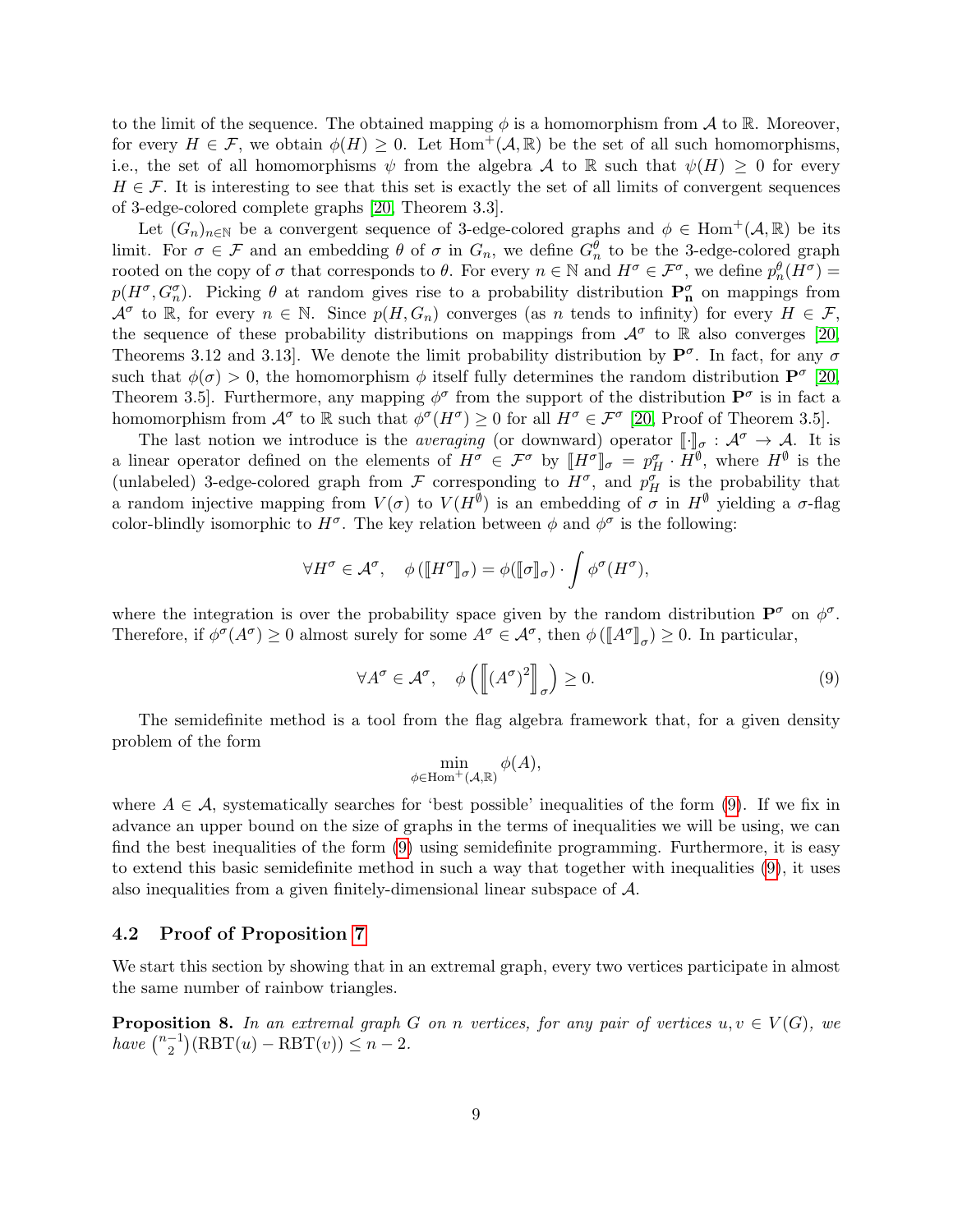to the limit of the sequence. The obtained mapping $\phi$ is a homomorphism from $\mathcal{A}$ to $\mathbb{R}$. Moreover, for every $H \in \mathcal{F}$, we obtain $\phi(H) \geq 0$. Let $\mathrm{Hom}^+(\mathcal{A}, \mathbb{R})$ be the set of all such homomorphisms, i.e., the set of all homomorphisms $\psi$ from the algebra $\mathcal{A}$ to $\mathbb{R}$ such that $\psi(H) \geq 0$ for every $H \in \mathcal{F}$. It is interesting to see that this set is exactly the set of all limits of convergent sequences of 3-edge-colored complete graphs [20, Theorem 3.3].

Let $(G_n)_{n\in\mathbb{N}}$ be a convergent sequence of 3-edge-colored graphs and $\phi \in \mathrm{Hom}^+(\mathcal{A}, \mathbb{R})$ be its limit. For $\sigma \in \mathcal{F}$ and an embedding $\theta$ of $\sigma$ in $G_n$, we define $G_n^\theta$ to be the 3-edge-colored graph rooted on the copy of $\sigma$ that corresponds to $\theta$. For every $n \in \mathbb{N}$ and $H^\sigma \in \mathcal{F}^\sigma$, we define $p_n^\theta(H^\sigma) = p(H^\sigma, G_n^\sigma)$. Picking $\theta$ at random gives rise to a probability distribution $\mathbf{P_n^\sigma}$ on mappings from $\mathcal{A}^\sigma$ to $\mathbb{R}$, for every $n \in \mathbb{N}$. Since $p(H, G_n)$ converges (as $n$ tends to infinity) for every $H \in \mathcal{F}$, the sequence of these probability distributions on mappings from $\mathcal{A}^\sigma$ to $\mathbb{R}$ also converges [20, Theorems 3.12 and 3.13]. We denote the limit probability distribution by $\mathbf{P}^\sigma$. In fact, for any $\sigma$ such that $\phi(\sigma) > 0$, the homomorphism $\phi$ itself fully determines the random distribution $\mathbf{P}^\sigma$ [20, Theorem 3.5]. Furthermore, any mapping $\phi^\sigma$ from the support of the distribution $\mathbf{P}^\sigma$ is in fact a homomorphism from $\mathcal{A}^\sigma$ to $\mathbb{R}$ such that $\phi^\sigma(H^\sigma) \geq 0$ for all $H^\sigma \in \mathcal{F}^\sigma$ [20, Proof of Theorem 3.5].

The last notion we introduce is the *averaging* (or downward) operator $[\![\cdot]\!]_\sigma : \mathcal{A}^\sigma \to \mathcal{A}$. It is a linear operator defined on the elements of $H^\sigma \in \mathcal{F}^\sigma$ by $[\![H^\sigma]\!]_\sigma = p_H^\sigma \cdot H^\emptyset$, where $H^\emptyset$ is the (unlabeled) 3-edge-colored graph from $\mathcal{F}$ corresponding to $H^\sigma$, and $p_H^\sigma$ is the probability that a random injective mapping from $V(\sigma)$ to $V(H^\emptyset)$ is an embedding of $\sigma$ in $H^\emptyset$ yielding a $\sigma$-flag color-blindly isomorphic to $H^\sigma$. The key relation between $\phi$ and $\phi^\sigma$ is the following:

$$\forall H^\sigma \in \mathcal{A}^\sigma, \quad \phi\left([\![H^\sigma]\!]_\sigma\right) = \phi([\![\sigma]\!]_\sigma) \cdot \int \phi^\sigma(H^\sigma),$$

where the integration is over the probability space given by the random distribution $\mathbf{P}^\sigma$ on $\phi^\sigma$. Therefore, if $\phi^\sigma(A^\sigma) \geq 0$ almost surely for some $A^\sigma \in \mathcal{A}^\sigma$, then $\phi\left([\![A^\sigma]\!]_\sigma\right) \geq 0$. In particular,

$$\forall A^\sigma \in \mathcal{A}^\sigma, \quad \phi\left(\left[\!\!\left[(A^\sigma)^2\right]\!\!\right]_\sigma\right) \geq 0. \tag{9}$$

The semidefinite method is a tool from the flag algebra framework that, for a given density problem of the form

$$\min_{\phi \in \mathrm{Hom}^+(\mathcal{A}, \mathbb{R})} \phi(A),$$

where $A \in \mathcal{A}$, systematically searches for 'best possible' inequalities of the form (9). If we fix in advance an upper bound on the size of graphs in the terms of inequalities we will be using, we can find the best inequalities of the form (9) using semidefinite programming. Furthermore, it is easy to extend this basic semidefinite method in such a way that together with inequalities (9), it uses also inequalities from a given finitely-dimensional linear subspace of $\mathcal{A}$.

### 4.2 Proof of Proposition 7

We start this section by showing that in an extremal graph, every two vertices participate in almost the same number of rainbow triangles.

**Proposition 8.** *In an extremal graph $G$ on $n$ vertices, for any pair of vertices $u, v \in V(G)$, we have $\binom{n-1}{2}(\mathrm{RBT}(u) - \mathrm{RBT}(v)) \leq n - 2$.*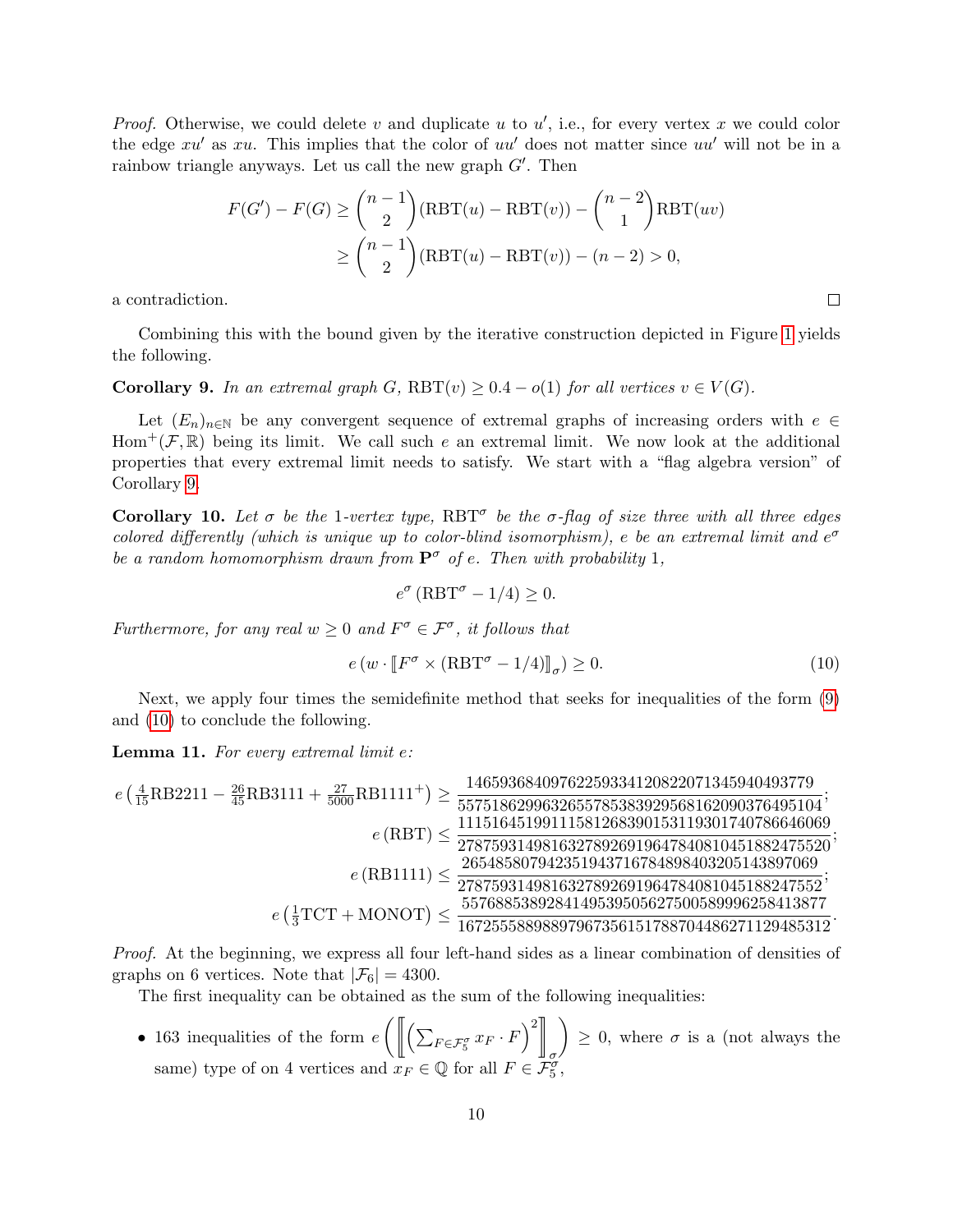*Proof.* Otherwise, we could delete $v$ and duplicate $u$ to $u'$, i.e., for every vertex $x$ we could color the edge $xu'$ as $xu$. This implies that the color of $uu'$ does not matter since $uu'$ will not be in a rainbow triangle anyways. Let us call the new graph $G'$. Then

$$
\begin{aligned}
F(G') - F(G) &\geq \binom{n-1}{2}(\mathrm{RBT}(u) - \mathrm{RBT}(v)) - \binom{n-2}{1}\mathrm{RBT}(uv) \\
&\geq \binom{n-1}{2}(\mathrm{RBT}(u) - \mathrm{RBT}(v)) - (n-2) > 0,
\end{aligned}
$$

a contradiction. □

Combining this with the bound given by the iterative construction depicted in Figure 1 yields the following.

**Corollary 9.** *In an extremal graph $G$, $\mathrm{RBT}(v) \geq 0.4 - o(1)$ for all vertices $v \in V(G)$.*

Let $(E_n)_{n\in\mathbb{N}}$ be any convergent sequence of extremal graphs of increasing orders with $e \in \mathrm{Hom}^+(\mathcal{F}, \mathbb{R})$ being its limit. We call such $e$ an extremal limit. We now look at the additional properties that every extremal limit needs to satisfy. We start with a "flag algebra version" of Corollary 9.

**Corollary 10.** *Let $\sigma$ be the 1-vertex type, $\mathrm{RBT}^\sigma$ be the $\sigma$-flag of size three with all three edges colored differently (which is unique up to color-blind isomorphism), $e$ be an extremal limit and $e^\sigma$ be a random homomorphism drawn from $\mathbf{P}^\sigma$ of $e$. Then with probability 1,*

$$e^\sigma\left(\mathrm{RBT}^\sigma - 1/4\right) \geq 0.$$

*Furthermore, for any real $w \geq 0$ and $F^\sigma \in \mathcal{F}^\sigma$, it follows that*

$$e\left(w \cdot \left[\!\left[F^\sigma \times (\mathrm{RBT}^\sigma - 1/4)\right]\!\right]_\sigma\right) \geq 0. \tag{10}$$

Next, we apply four times the semidefinite method that seeks for inequalities of the form (9) and (10) to conclude the following.

**Lemma 11.** *For every extremal limit $e$:*

$$
\begin{aligned}
e\left(\tfrac{4}{15}\mathrm{RB2211} - \tfrac{26}{45}\mathrm{RB3111} + \tfrac{27}{5000}\mathrm{RB1111}^+\right) &\geq \frac{1465936840976225933412082207134594 0493779}{55751862996326557853839295681620903764951 04}; \\
e\left(\mathrm{RBT}\right) &\leq \frac{111516451991115812683901531193017407866 46069}{278759314981632789269196478408104518824 75520}; \\
e\left(\mathrm{RB1111}\right) &\leq \frac{26548580794235194371678489840320514389 7069}{27875931498163278926919647840810451882 47552}; \\
e\left(\tfrac{1}{3}\mathrm{TCT} + \mathrm{MONOT}\right) &\leq \frac{557688538928414953950562750058999625841 3877}{1672555889889796735615178870448627112948 5312}.
\end{aligned}
$$

*Proof.* At the beginning, we express all four left-hand sides as a linear combination of densities of graphs on 6 vertices. Note that $|\mathcal{F}_6| = 4300$.

The first inequality can be obtained as the sum of the following inequalities:

- 163 inequalities of the form $e\left(\left[\!\left[\left(\sum_{F\in\mathcal{F}_5^\sigma} x_F \cdot F\right)^2\right]\!\right]_\sigma\right) \geq 0$, where $\sigma$ is a (not always the same) type of on 4 vertices and $x_F \in \mathbb{Q}$ for all $F \in \mathcal{F}_5^\sigma$,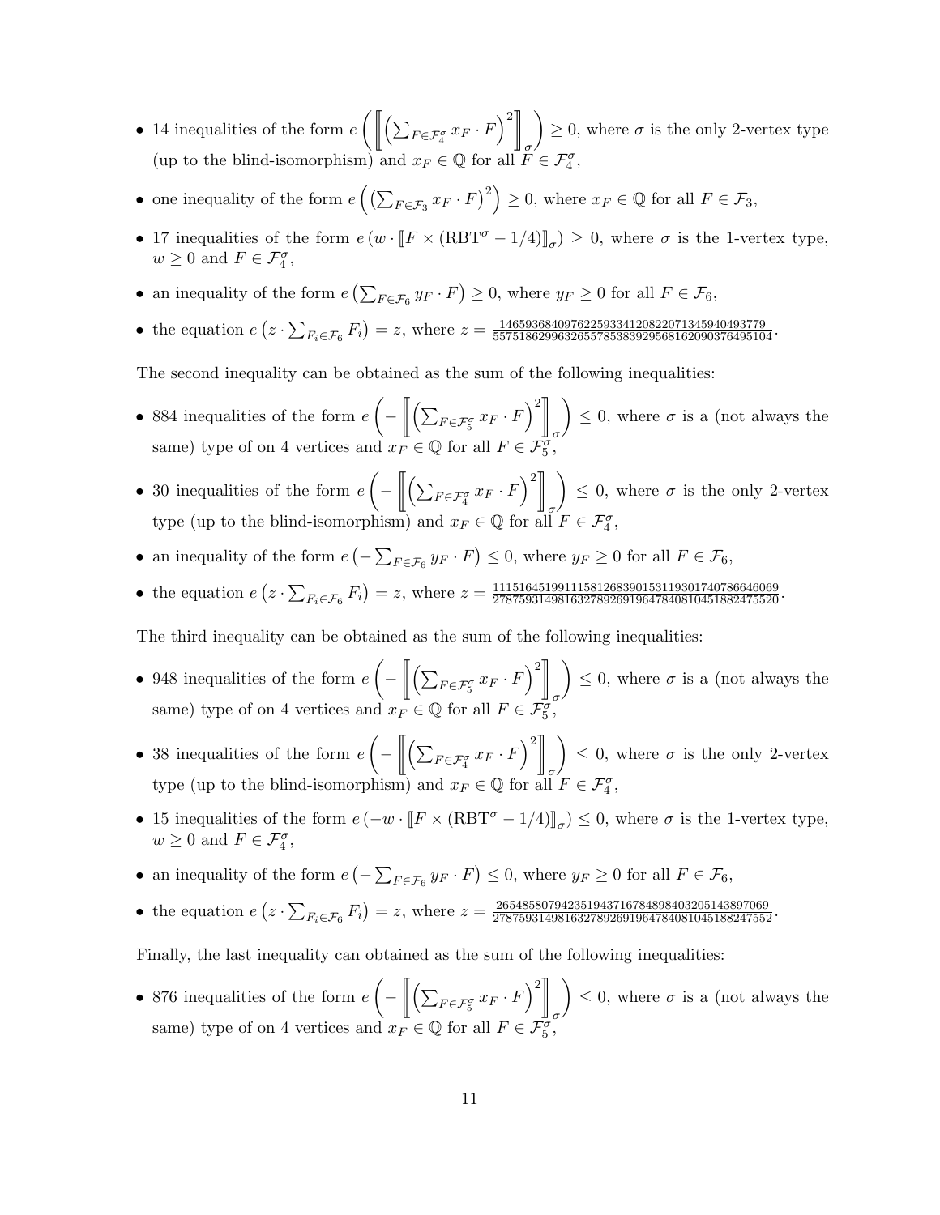- 14 inequalities of the form $e\left(\left[\!\left[\left(\sum_{F\in\mathcal{F}_4^\sigma} x_F\cdot F\right)^2\right]\!\right]_\sigma\right)\geq 0$, where $\sigma$ is the only 2-vertex type (up to the blind-isomorphism) and $x_F\in\mathbb{Q}$ for all $F\in\mathcal{F}_4^\sigma$,
- one inequality of the form $e\left(\left(\sum_{F\in\mathcal{F}_3} x_F\cdot F\right)^2\right)\geq 0$, where $x_F\in\mathbb{Q}$ for all $F\in\mathcal{F}_3$,
- 17 inequalities of the form $e\left(w\cdot[\![F\times(\mathrm{RBT}^\sigma-1/4)]\!]_\sigma\right)\geq 0$, where $\sigma$ is the 1-vertex type, $w\geq 0$ and $F\in\mathcal{F}_4^\sigma$,
- an inequality of the form $e\left(\sum_{F\in\mathcal{F}_6} y_F\cdot F\right)\geq 0$, where $y_F\geq 0$ for all $F\in\mathcal{F}_6$,
- the equation $e\left(z\cdot\sum_{F_i\in\mathcal{F}_6} F_i\right)=z$, where $z=\frac{146593684097622593341208220713459404937779}{557518629963265578538392956816209037649510 4}$.

The second inequality can be obtained as the sum of the following inequalities:

- 884 inequalities of the form $e\left(-\left[\!\left[\left(\sum_{F\in\mathcal{F}_5^\sigma} x_F\cdot F\right)^2\right]\!\right]_\sigma\right)\leq 0$, where $\sigma$ is a (not always the same) type of on 4 vertices and $x_F\in\mathbb{Q}$ for all $F\in\mathcal{F}_5^\sigma$,
- 30 inequalities of the form $e\left(-\left[\!\left[\left(\sum_{F\in\mathcal{F}_4^\sigma} x_F\cdot F\right)^2\right]\!\right]_\sigma\right)\leq 0$, where $\sigma$ is the only 2-vertex type (up to the blind-isomorphism) and $x_F\in\mathbb{Q}$ for all $F\in\mathcal{F}_4^\sigma$,
- an inequality of the form $e\left(-\sum_{F\in\mathcal{F}_6} y_F\cdot F\right)\leq 0$, where $y_F\geq 0$ for all $F\in\mathcal{F}_6$,
- the equation $e\left(z\cdot\sum_{F_i\in\mathcal{F}_6} F_i\right)=z$, where $z=\frac{111516451991115812683901531193017407866460 69}{278759314981632789269196478408104518824755 20}$.

The third inequality can be obtained as the sum of the following inequalities:

- 948 inequalities of the form $e\left(-\left[\!\left[\left(\sum_{F\in\mathcal{F}_5^\sigma} x_F\cdot F\right)^2\right]\!\right]_\sigma\right)\leq 0$, where $\sigma$ is a (not always the same) type of on 4 vertices and $x_F\in\mathbb{Q}$ for all $F\in\mathcal{F}_5^\sigma$,
- 38 inequalities of the form $e\left(-\left[\!\left[\left(\sum_{F\in\mathcal{F}_4^\sigma} x_F\cdot F\right)^2\right]\!\right]_\sigma\right)\leq 0$, where $\sigma$ is the only 2-vertex type (up to the blind-isomorphism) and $x_F\in\mathbb{Q}$ for all $F\in\mathcal{F}_4^\sigma$,
- 15 inequalities of the form $e\left(-w\cdot[\![F\times(\mathrm{RBT}^\sigma-1/4)]\!]_\sigma\right)\leq 0$, where $\sigma$ is the 1-vertex type, $w\geq 0$ and $F\in\mathcal{F}_4^\sigma$,
- an inequality of the form $e\left(-\sum_{F\in\mathcal{F}_6} y_F\cdot F\right)\leq 0$, where $y_F\geq 0$ for all $F\in\mathcal{F}_6$,
- the equation $e\left(z\cdot\sum_{F_i\in\mathcal{F}_6} F_i\right)=z$, where $z=\frac{265485807942351943716784898403205143897069}{278759314981632789269196478408104518824755 2}$.

Finally, the last inequality can obtained as the sum of the following inequalities:

- 876 inequalities of the form $e\left(-\left[\!\left[\left(\sum_{F\in\mathcal{F}_5^\sigma} x_F\cdot F\right)^2\right]\!\right]_\sigma\right)\leq 0$, where $\sigma$ is a (not always the same) type of on 4 vertices and $x_F\in\mathbb{Q}$ for all $F\in\mathcal{F}_5^\sigma$,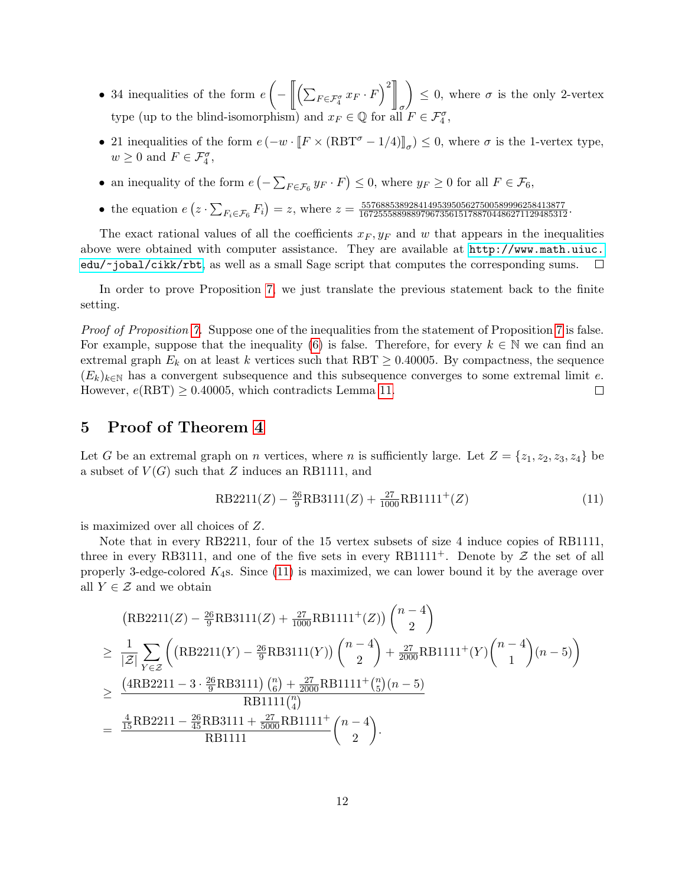- 34 inequalities of the form $e\left(-\left[\!\left[\left(\sum_{F\in\mathcal{F}_4^\sigma} x_F\cdot F\right)^2\right]\!\right]_\sigma\right)\le 0$, where $\sigma$ is the only 2-vertex type (up to the blind-isomorphism) and $x_F\in\mathbb{Q}$ for all $F\in\mathcal{F}_4^\sigma$,
- 21 inequalities of the form $e\left(-w\cdot\left[\!\left[F\times(\mathrm{RBT}^\sigma-1/4)\right]\!\right]_\sigma\right)\le 0$, where $\sigma$ is the 1-vertex type, $w\ge 0$ and $F\in\mathcal{F}_4^\sigma$,
- an inequality of the form $e\left(-\sum_{F\in\mathcal{F}_6} y_F\cdot F\right)\le 0$, where $y_F\ge 0$ for all $F\in\mathcal{F}_6$,
- the equation $e\left(z\cdot\sum_{F_i\in\mathcal{F}_6} F_i\right)=z$, where $z=\frac{557688538928414953950562750058999626258413877}{1672555898889796735615178870448627112948531 2}$.

The exact rational values of all the coefficients $x_F, y_F$ and $w$ that appears in the inequalities above were obtained with computer assistance. They are available at http://www.math.uiuc.edu/~jobal/cikk/rbt, as well as a small Sage script that computes the corresponding sums. □

In order to prove Proposition 7, we just translate the previous statement back to the finite setting.

*Proof of Proposition 7.* Suppose one of the inequalities from the statement of Proposition 7 is false. For example, suppose that the inequality (6) is false. Therefore, for every $k\in\mathbb{N}$ we can find an extremal graph $E_k$ on at least $k$ vertices such that $\mathrm{RBT}\ge 0.40005$. By compactness, the sequence $(E_k)_{k\in\mathbb{N}}$ has a convergent subsequence and this subsequence converges to some extremal limit $e$. However, $e(\mathrm{RBT})\ge 0.40005$, which contradicts Lemma 11. □

## 5 Proof of Theorem 4

Let $G$ be an extremal graph on $n$ vertices, where $n$ is sufficiently large. Let $Z=\{z_1,z_2,z_3,z_4\}$ be a subset of $V(G)$ such that $Z$ induces an RB1111, and

$$\mathrm{RB2211}(Z)-\tfrac{26}{9}\mathrm{RB3111}(Z)+\tfrac{27}{1000}\mathrm{RB1111}^+(Z) \tag{11}$$

is maximized over all choices of $Z$.

Note that in every RB2211, four of the 15 vertex subsets of size 4 induce copies of RB1111, three in every RB3111, and one of the five sets in every RB1111$^+$. Denote by $\mathcal{Z}$ the set of all properly 3-edge-colored $K_4$s. Since (11) is maximized, we can lower bound it by the average over all $Y\in\mathcal{Z}$ and we obtain

$$\begin{aligned}
&\left(\mathrm{RB2211}(Z)-\tfrac{26}{9}\mathrm{RB3111}(Z)+\tfrac{27}{1000}\mathrm{RB1111}^+(Z)\right)\binom{n-4}{2}\\
\ge\;& \frac{1}{|\mathcal{Z}|}\sum_{Y\in\mathcal{Z}}\left(\left(\mathrm{RB2211}(Y)-\tfrac{26}{9}\mathrm{RB3111}(Y)\right)\binom{n-4}{2}+\tfrac{27}{2000}\mathrm{RB1111}^+(Y)\binom{n-4}{1}(n-5)\right)\\
\ge\;& \frac{\left(4\mathrm{RB2211}-3\cdot\tfrac{26}{9}\mathrm{RB3111}\right)\binom{n}{6}+\tfrac{27}{2000}\mathrm{RB1111}^+\binom{n}{5}(n-5)}{\mathrm{RB1111}\binom{n}{4}}\\
=\;& \frac{\tfrac{4}{15}\mathrm{RB2211}-\tfrac{26}{45}\mathrm{RB3111}+\tfrac{27}{5000}\mathrm{RB1111}^+}{\mathrm{RB1111}}\binom{n-4}{2}.
\end{aligned}$$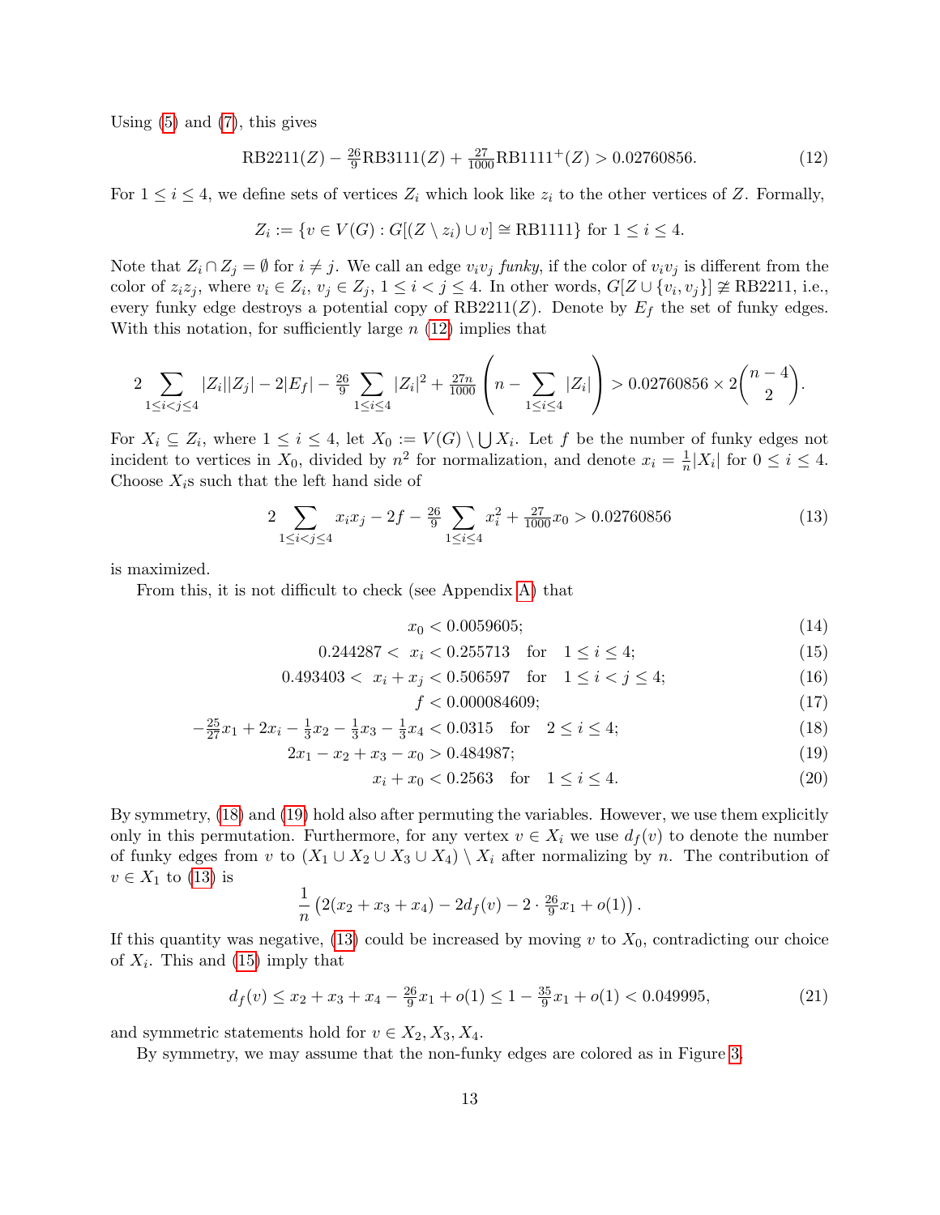Using (5) and (7), this gives

$$\text{RB2211}(Z) - \tfrac{26}{9}\text{RB3111}(Z) + \tfrac{27}{1000}\text{RB1111}^{+}(Z) > 0.02760856. \tag{12}$$

For $1 \le i \le 4$, we define sets of vertices $Z_i$ which look like $z_i$ to the other vertices of $Z$. Formally,

$$Z_i := \{v \in V(G) : G[(Z \setminus z_i) \cup v] \cong \text{RB1111}\} \text{ for } 1 \le i \le 4.$$

Note that $Z_i \cap Z_j = \emptyset$ for $i \neq j$. We call an edge $v_iv_j$ *funky*, if the color of $v_iv_j$ is different from the color of $z_iz_j$, where $v_i \in Z_i$, $v_j \in Z_j$, $1 \le i < j \le 4$. In other words, $G[Z \cup \{v_i, v_j\}] \not\cong \text{RB2211}$, i.e., every funky edge destroys a potential copy of $\text{RB2211}(Z)$. Denote by $E_f$ the set of funky edges. With this notation, for sufficiently large $n$ (12) implies that

$$2\sum_{1\le i<j\le 4} |Z_i||Z_j| - 2|E_f| - \tfrac{26}{9}\sum_{1\le i\le 4} |Z_i|^2 + \tfrac{27n}{1000}\left(n - \sum_{1\le i\le 4}|Z_i|\right) > 0.02760856 \times 2\binom{n-4}{2}.$$

For $X_i \subseteq Z_i$, where $1 \le i \le 4$, let $X_0 := V(G) \setminus \bigcup X_i$. Let $f$ be the number of funky edges not incident to vertices in $X_0$, divided by $n^2$ for normalization, and denote $x_i = \frac{1}{n}|X_i|$ for $0 \le i \le 4$. Choose $X_i$s such that the left hand side of

$$2\sum_{1\le i<j\le 4} x_ix_j - 2f - \tfrac{26}{9}\sum_{1\le i\le 4} x_i^2 + \tfrac{27}{1000}x_0 > 0.02760856 \tag{13}$$

is maximized.

From this, it is not difficult to check (see Appendix A) that

$$x_0 < 0.0059605; \tag{14}$$

$$0.244287 < x_i < 0.255713 \quad \text{for} \quad 1 \le i \le 4; \tag{15}$$

$$0.493403 < x_i + x_j < 0.506597 \quad \text{for} \quad 1 \le i < j \le 4; \tag{16}$$

$$f < 0.000084609; \tag{17}$$

$$-\tfrac{25}{27}x_1 + 2x_i - \tfrac{1}{3}x_2 - \tfrac{1}{3}x_3 - \tfrac{1}{3}x_4 < 0.0315 \quad \text{for} \quad 2 \le i \le 4; \tag{18}$$

$$2x_1 - x_2 + x_3 - x_0 > 0.484987; \tag{19}$$

$$x_i + x_0 < 0.2563 \quad \text{for} \quad 1 \le i \le 4. \tag{20}$$

By symmetry, (18) and (19) hold also after permuting the variables. However, we use them explicitly only in this permutation. Furthermore, for any vertex $v \in X_i$ we use $d_f(v)$ to denote the number of funky edges from $v$ to $(X_1 \cup X_2 \cup X_3 \cup X_4) \setminus X_i$ after normalizing by $n$. The contribution of $v \in X_1$ to (13) is

$$\frac{1}{n}\left(2(x_2 + x_3 + x_4) - 2d_f(v) - 2 \cdot \tfrac{26}{9}x_1 + o(1)\right).$$

If this quantity was negative, (13) could be increased by moving $v$ to $X_0$, contradicting our choice of $X_i$. This and (15) imply that

$$d_f(v) \le x_2 + x_3 + x_4 - \tfrac{26}{9}x_1 + o(1) \le 1 - \tfrac{35}{9}x_1 + o(1) < 0.049995, \tag{21}$$

and symmetric statements hold for $v \in X_2, X_3, X_4$.

By symmetry, we may assume that the non-funky edges are colored as in Figure 3.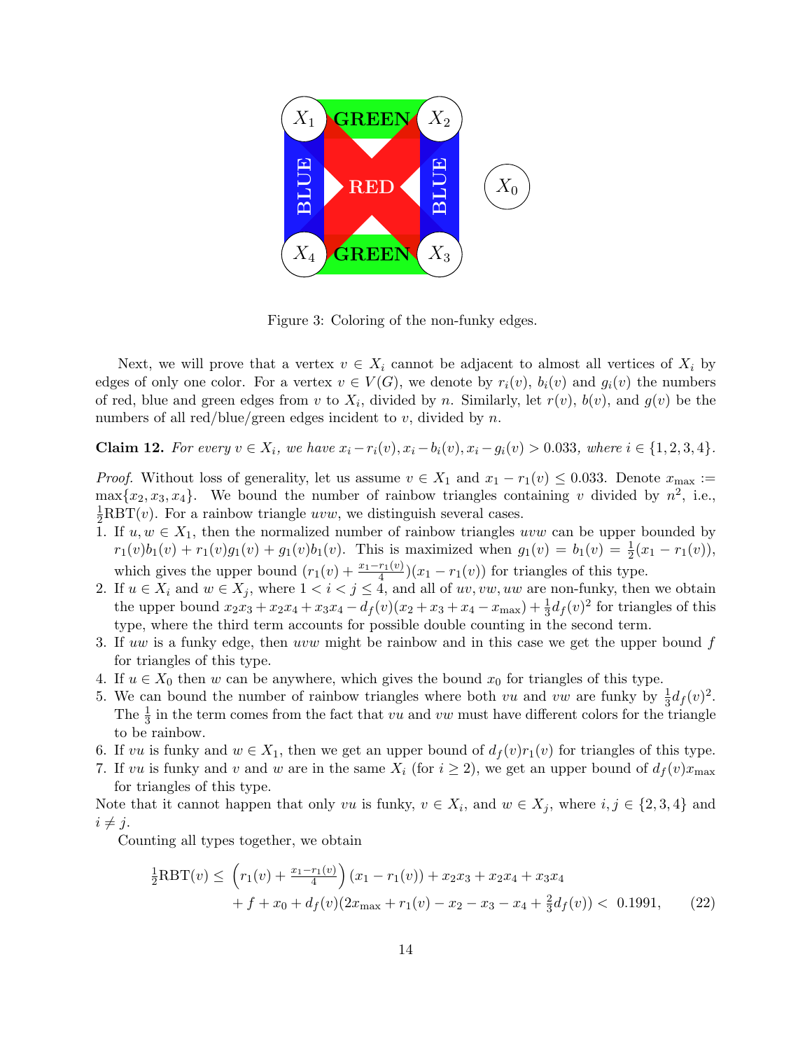Figure 3: Coloring of the non-funky edges.

Next, we will prove that a vertex $v \in X_i$ cannot be adjacent to almost all vertices of $X_i$ by edges of only one color. For a vertex $v \in V(G)$, we denote by $r_i(v)$, $b_i(v)$ and $g_i(v)$ the numbers of red, blue and green edges from $v$ to $X_i$, divided by $n$. Similarly, let $r(v)$, $b(v)$, and $g(v)$ be the numbers of all red/blue/green edges incident to $v$, divided by $n$.

**Claim 12.** *For every $v \in X_i$, we have $x_i - r_i(v), x_i - b_i(v), x_i - g_i(v) > 0.033$, where $i \in \{1, 2, 3, 4\}$.*

*Proof.* Without loss of generality, let us assume $v \in X_1$ and $x_1 - r_1(v) \leq 0.033$. Denote $x_{\max} := \max\{x_2, x_3, x_4\}$. We bound the number of rainbow triangles containing $v$ divided by $n^2$, i.e., $\frac{1}{2}\mathrm{RBT}(v)$. For a rainbow triangle $uvw$, we distinguish several cases.

1. If $u, w \in X_1$, then the normalized number of rainbow triangles $uvw$ can be upper bounded by $r_1(v)b_1(v) + r_1(v)g_1(v) + g_1(v)b_1(v)$. This is maximized when $g_1(v) = b_1(v) = \frac{1}{2}(x_1 - r_1(v))$, which gives the upper bound $(r_1(v) + \frac{x_1 - r_1(v)}{4})(x_1 - r_1(v))$ for triangles of this type.
2. If $u \in X_i$ and $w \in X_j$, where $1 < i < j \leq 4$, and all of $uv, vw, uw$ are non-funky, then we obtain the upper bound $x_2x_3 + x_2x_4 + x_3x_4 - d_f(v)(x_2 + x_3 + x_4 - x_{\max}) + \frac{1}{3}d_f(v)^2$ for triangles of this type, where the third term accounts for possible double counting in the second term.
3. If $uw$ is a funky edge, then $uvw$ might be rainbow and in this case we get the upper bound $f$ for triangles of this type.
4. If $u \in X_0$ then $w$ can be anywhere, which gives the bound $x_0$ for triangles of this type.
5. We can bound the number of rainbow triangles where both $vu$ and $vw$ are funky by $\frac{1}{3}d_f(v)^2$. The $\frac{1}{3}$ in the term comes from the fact that $vu$ and $vw$ must have different colors for the triangle to be rainbow.
6. If $vu$ is funky and $w \in X_1$, then we get an upper bound of $d_f(v)r_1(v)$ for triangles of this type.
7. If $vu$ is funky and $v$ and $w$ are in the same $X_i$ (for $i \geq 2$), we get an upper bound of $d_f(v)x_{\max}$ for triangles of this type.

Note that it cannot happen that only $vu$ is funky, $v \in X_i$, and $w \in X_j$, where $i, j \in \{2, 3, 4\}$ and $i \neq j$.

Counting all types together, we obtain

$$\frac{1}{2}\mathrm{RBT}(v) \leq \left(r_1(v) + \tfrac{x_1 - r_1(v)}{4}\right)(x_1 - r_1(v)) + x_2x_3 + x_2x_4 + x_3x_4 \\ + f + x_0 + d_f(v)(2x_{\max} + r_1(v) - x_2 - x_3 - x_4 + \tfrac{2}{3}d_f(v)) < 0.1991, \qquad (22)$$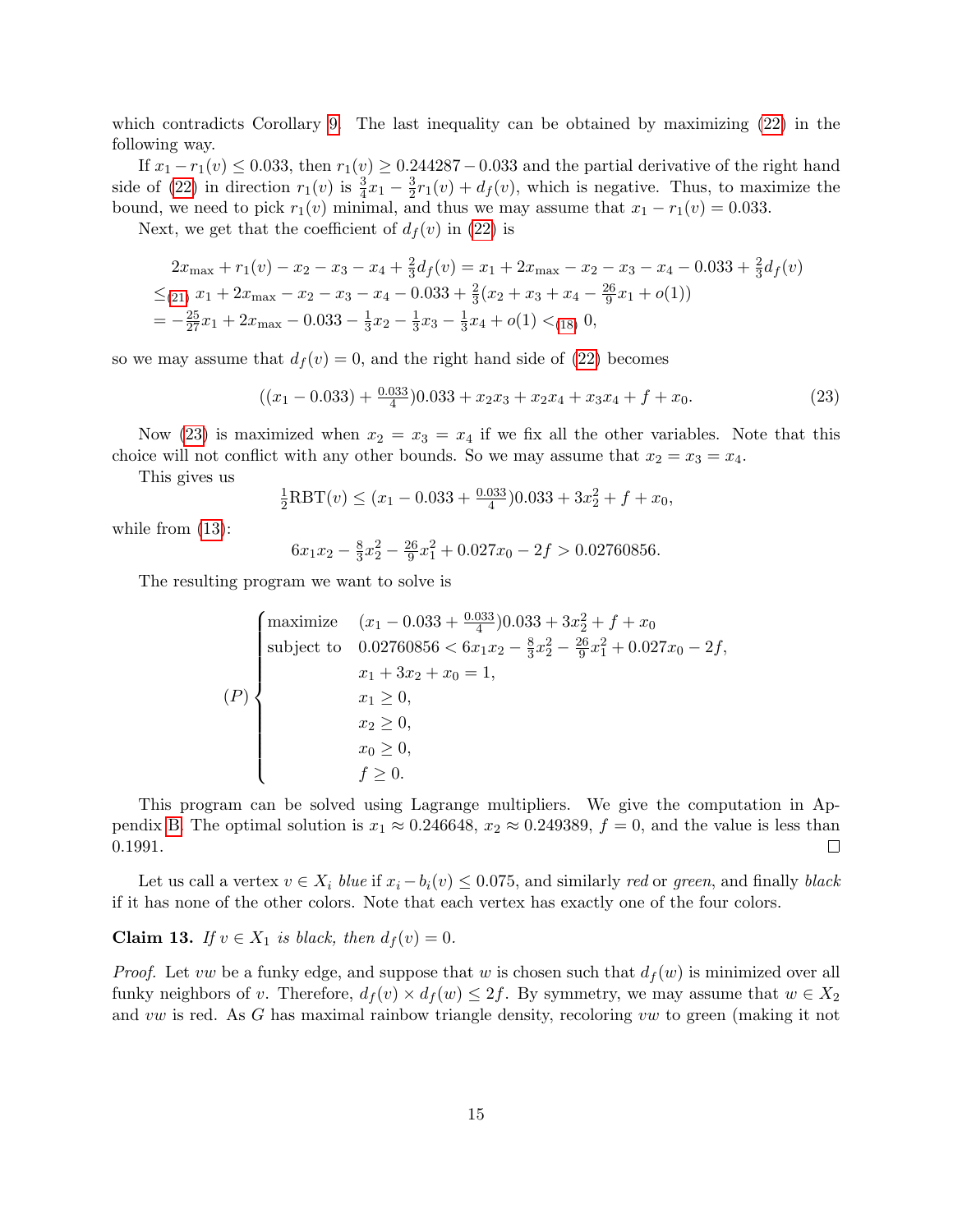which contradicts Corollary 9. The last inequality can be obtained by maximizing (22) in the following way.

If $x_1 - r_1(v) \le 0.033$, then $r_1(v) \ge 0.244287 - 0.033$ and the partial derivative of the right hand side of (22) in direction $r_1(v)$ is $\frac{3}{4}x_1 - \frac{3}{2}r_1(v) + d_f(v)$, which is negative. Thus, to maximize the bound, we need to pick $r_1(v)$ minimal, and thus we may assume that $x_1 - r_1(v) = 0.033$.

Next, we get that the coefficient of $d_f(v)$ in (22) is

$$
\begin{aligned}
&2x_{\max} + r_1(v) - x_2 - x_3 - x_4 + \tfrac{2}{3}d_f(v) = x_1 + 2x_{\max} - x_2 - x_3 - x_4 - 0.033 + \tfrac{2}{3}d_f(v) \\
&\le_{(21)} x_1 + 2x_{\max} - x_2 - x_3 - x_4 - 0.033 + \tfrac{2}{3}(x_2 + x_3 + x_4 - \tfrac{26}{9}x_1 + o(1)) \\
&= -\tfrac{25}{27}x_1 + 2x_{\max} - 0.033 - \tfrac{1}{3}x_2 - \tfrac{1}{3}x_3 - \tfrac{1}{3}x_4 + o(1) <_{(18)} 0,
\end{aligned}
$$

so we may assume that $d_f(v) = 0$, and the right hand side of (22) becomes

$$
((x_1 - 0.033) + \tfrac{0.033}{4})0.033 + x_2x_3 + x_2x_4 + x_3x_4 + f + x_0. \tag{23}
$$

Now (23) is maximized when $x_2 = x_3 = x_4$ if we fix all the other variables. Note that this choice will not conflict with any other bounds. So we may assume that $x_2 = x_3 = x_4$.

This gives us

$$
\tfrac{1}{2}\mathrm{RBT}(v) \le (x_1 - 0.033 + \tfrac{0.033}{4})0.033 + 3x_2^2 + f + x_0,
$$

while from (13):

$$
6x_1x_2 - \tfrac{8}{3}x_2^2 - \tfrac{26}{9}x_1^2 + 0.027x_0 - 2f > 0.02760856.
$$

The resulting program we want to solve is

$$
(P)\begin{cases}
\text{maximize} & (x_1 - 0.033 + \frac{0.033}{4})0.033 + 3x_2^2 + f + x_0 \\
\text{subject to} & 0.02760856 < 6x_1x_2 - \frac{8}{3}x_2^2 - \frac{26}{9}x_1^2 + 0.027x_0 - 2f, \\
& x_1 + 3x_2 + x_0 = 1, \\
& x_1 \ge 0, \\
& x_2 \ge 0, \\
& x_0 \ge 0, \\
& f \ge 0.
\end{cases}
$$

This program can be solved using Lagrange multipliers. We give the computation in Appendix B. The optimal solution is $x_1 \approx 0.246648$, $x_2 \approx 0.249389$, $f = 0$, and the value is less than 0.1991. ∎

Let us call a vertex $v \in X_i$ *blue* if $x_i - b_i(v) \le 0.075$, and similarly *red* or *green*, and finally *black* if it has none of the other colors. Note that each vertex has exactly one of the four colors.

**Claim 13.** *If $v \in X_1$ is black, then $d_f(v) = 0$.*

*Proof.* Let $vw$ be a funky edge, and suppose that $w$ is chosen such that $d_f(w)$ is minimized over all funky neighbors of $v$. Therefore, $d_f(v) \times d_f(w) \le 2f$. By symmetry, we may assume that $w \in X_2$ and $vw$ is red. As $G$ has maximal rainbow triangle density, recoloring $vw$ to green (making it not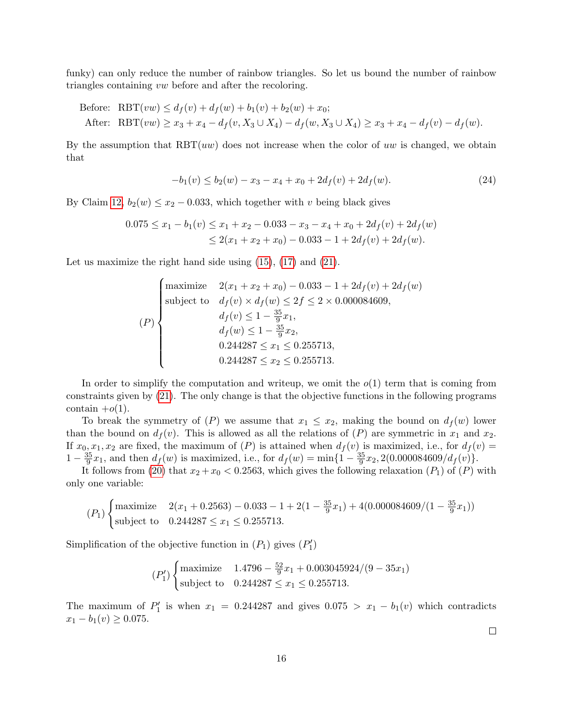funky) can only reduce the number of rainbow triangles. So let us bound the number of rainbow triangles containing $vw$ before and after the recoloring.

$$
\begin{aligned}
\text{Before:}\quad & \mathrm{RBT}(vw) \le d_f(v) + d_f(w) + b_1(v) + b_2(w) + x_0;\\
\text{After:}\quad & \mathrm{RBT}(vw) \ge x_3 + x_4 - d_f(v, X_3 \cup X_4) - d_f(w, X_3 \cup X_4) \ge x_3 + x_4 - d_f(v) - d_f(w).
\end{aligned}
$$

By the assumption that $\mathrm{RBT}(uw)$ does not increase when the color of $uw$ is changed, we obtain that

$$
-b_1(v) \le b_2(w) - x_3 - x_4 + x_0 + 2d_f(v) + 2d_f(w). \tag{24}
$$

By Claim 12, $b_2(w) \le x_2 - 0.033$, which together with $v$ being black gives

$$
\begin{aligned}
0.075 \le x_1 - b_1(v) &\le x_1 + x_2 - 0.033 - x_3 - x_4 + x_0 + 2d_f(v) + 2d_f(w)\\
&\le 2(x_1 + x_2 + x_0) - 0.033 - 1 + 2d_f(v) + 2d_f(w).
\end{aligned}
$$

Let us maximize the right hand side using (15), (17) and (21).

$$
(P)\begin{cases}
\text{maximize} & 2(x_1 + x_2 + x_0) - 0.033 - 1 + 2d_f(v) + 2d_f(w)\\
\text{subject to} & d_f(v) \times d_f(w) \le 2f \le 2 \times 0.000084609,\\
& d_f(v) \le 1 - \frac{35}{9}x_1,\\
& d_f(w) \le 1 - \frac{35}{9}x_2,\\
& 0.244287 \le x_1 \le 0.255713,\\
& 0.244287 \le x_2 \le 0.255713.
\end{cases}
$$

In order to simplify the computation and writeup, we omit the $o(1)$ term that is coming from constraints given by (21). The only change is that the objective functions in the following programs contain $+o(1)$.

To break the symmetry of $(P)$ we assume that $x_1 \le x_2$, making the bound on $d_f(w)$ lower than the bound on $d_f(v)$. This is allowed as all the relations of $(P)$ are symmetric in $x_1$ and $x_2$. If $x_0, x_1, x_2$ are fixed, the maximum of $(P)$ is attained when $d_f(v)$ is maximized, i.e., for $d_f(v) = 1 - \frac{35}{9}x_1$, and then $d_f(w)$ is maximized, i.e., for $d_f(w) = \min\{1 - \frac{35}{9}x_2, 2(0.000084609/d_f(v)\}$.

It follows from (20) that $x_2 + x_0 < 0.2563$, which gives the following relaxation $(P_1)$ of $(P)$ with only one variable:

$$
(P_1)\begin{cases}
\text{maximize} & 2(x_1 + 0.2563) - 0.033 - 1 + 2(1 - \frac{35}{9}x_1) + 4(0.000084609/(1 - \frac{35}{9}x_1))\\
\text{subject to} & 0.244287 \le x_1 \le 0.255713.
\end{cases}
$$

Simplification of the objective function in $(P_1)$ gives $(P_1')$

$$
(P_1')\begin{cases}
\text{maximize} & 1.4796 - \frac{52}{9}x_1 + 0.003045924/(9 - 35x_1)\\
\text{subject to} & 0.244287 \le x_1 \le 0.255713.
\end{cases}
$$

The maximum of $P_1'$ is when $x_1 = 0.244287$ and gives $0.075 > x_1 - b_1(v)$ which contradicts $x_1 - b_1(v) \ge 0.075$. $\square$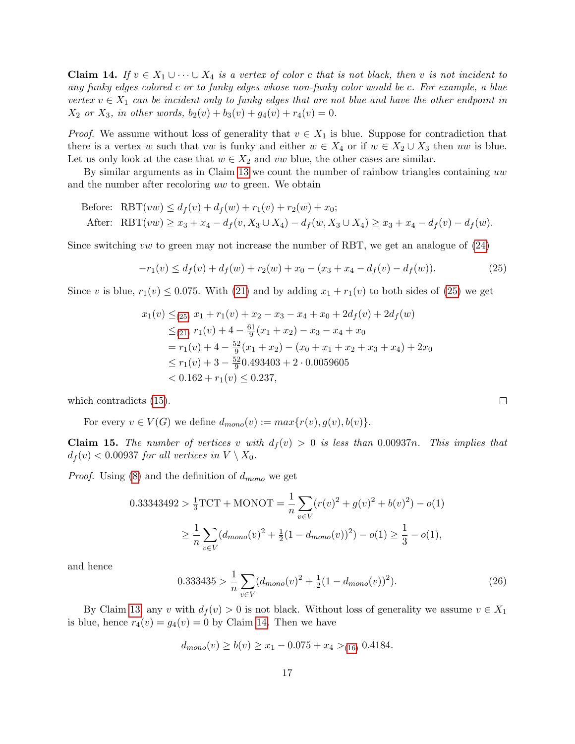**Claim 14.** *If $v \in X_1 \cup \cdots \cup X_4$ is a vertex of color $c$ that is not black, then $v$ is not incident to any funky edges colored $c$ or to funky edges whose non-funky color would be $c$. For example, a blue vertex $v \in X_1$ can be incident only to funky edges that are not blue and have the other endpoint in $X_2$ or $X_3$, in other words, $b_2(v) + b_3(v) + g_4(v) + r_4(v) = 0$.*

*Proof.* We assume without loss of generality that $v \in X_1$ is blue. Suppose for contradiction that there is a vertex $w$ such that $vw$ is funky and either $w \in X_4$ or if $w \in X_2 \cup X_3$ then $uw$ is blue. Let us only look at the case that $w \in X_2$ and $vw$ blue, the other cases are similar.

By similar arguments as in Claim 13 we count the number of rainbow triangles containing $uw$ and the number after recoloring $uw$ to green. We obtain

$$\begin{aligned}
\text{Before: } & \text{RBT}(vw) \leq d_f(v) + d_f(w) + r_1(v) + r_2(w) + x_0; \\
\text{After: } & \text{RBT}(vw) \geq x_3 + x_4 - d_f(v, X_3 \cup X_4) - d_f(w, X_3 \cup X_4) \geq x_3 + x_4 - d_f(v) - d_f(w).
\end{aligned}$$

Since switching $vw$ to green may not increase the number of RBT, we get an analogue of (24)

$$-r_1(v) \leq d_f(v) + d_f(w) + r_2(w) + x_0 - (x_3 + x_4 - d_f(v) - d_f(w)). \tag{25}$$

Since $v$ is blue, $r_1(v) \leq 0.075$. With (21) and by adding $x_1 + r_1(v)$ to both sides of (25) we get

$$\begin{aligned}
x_1(v) &\leq_{(25)} x_1 + r_1(v) + x_2 - x_3 - x_4 + x_0 + 2d_f(v) + 2d_f(w) \\
&\leq_{(21)} r_1(v) + 4 - \tfrac{61}{9}(x_1 + x_2) - x_3 - x_4 + x_0 \\
&= r_1(v) + 4 - \tfrac{52}{9}(x_1 + x_2) - (x_0 + x_1 + x_2 + x_3 + x_4) + 2x_0 \\
&\leq r_1(v) + 3 - \tfrac{52}{9} 0.493403 + 2 \cdot 0.0059605 \\
&< 0.162 + r_1(v) \leq 0.237,
\end{aligned}$$

which contradicts (15). $\square$

For every $v \in V(G)$ we define $d_{mono}(v) := max\{r(v), g(v), b(v)\}$.

**Claim 15.** *The number of vertices $v$ with $d_f(v) > 0$ is less than $0.00937n$. This implies that $d_f(v) < 0.00937$ for all vertices in $V \setminus X_0$.*

*Proof.* Using (8) and the definition of $d_{mono}$ we get

$$\begin{aligned}
0.33343492 > \tfrac{1}{3}\text{TCT} + \text{MONOT} &= \frac{1}{n}\sum_{v \in V}(r(v)^2 + g(v)^2 + b(v)^2) - o(1) \\
&\geq \frac{1}{n}\sum_{v \in V}(d_{mono}(v)^2 + \tfrac{1}{2}(1 - d_{mono}(v))^2) - o(1) \geq \frac{1}{3} - o(1),
\end{aligned}$$

and hence

$$0.333435 > \frac{1}{n}\sum_{v \in V}(d_{mono}(v)^2 + \tfrac{1}{2}(1 - d_{mono}(v))^2). \tag{26}$$

By Claim 13, any $v$ with $d_f(v) > 0$ is not black. Without loss of generality we assume $v \in X_1$ is blue, hence $r_4(v) = g_4(v) = 0$ by Claim 14. Then we have

$$d_{mono}(v) \geq b(v) \geq x_1 - 0.075 + x_4 >_{(16)} 0.4184.$$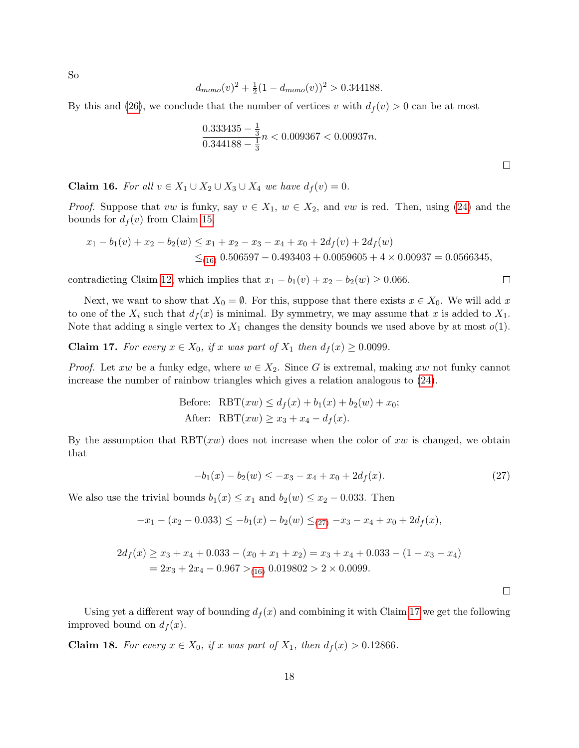So

$$d_{mono}(v)^2 + \tfrac{1}{2}(1 - d_{mono}(v))^2 > 0.344188.$$

By this and (26), we conclude that the number of vertices $v$ with $d_f(v) > 0$ can be at most

$$\frac{0.333435 - \frac{1}{3}}{0.344188 - \frac{1}{3}} n < 0.009367 < 0.00937n.$$

□

**Claim 16.** *For all $v \in X_1 \cup X_2 \cup X_3 \cup X_4$ we have $d_f(v) = 0$.*

*Proof.* Suppose that $vw$ is funky, say $v \in X_1$, $w \in X_2$, and $vw$ is red. Then, using (24) and the bounds for $d_f(v)$ from Claim 15,

$$\begin{aligned} x_1 - b_1(v) + x_2 - b_2(w) &\leq x_1 + x_2 - x_3 - x_4 + x_0 + 2d_f(v) + 2d_f(w) \\ &\leq_{(16)} 0.506597 - 0.493403 + 0.0059605 + 4 \times 0.00937 = 0.0566345, \end{aligned}$$

contradicting Claim 12, which implies that $x_1 - b_1(v) + x_2 - b_2(w) \geq 0.066$. □

Next, we want to show that $X_0 = \emptyset$. For this, suppose that there exists $x \in X_0$. We will add $x$ to one of the $X_i$ such that $d_f(x)$ is minimal. By symmetry, we may assume that $x$ is added to $X_1$. Note that adding a single vertex to $X_1$ changes the density bounds we used above by at most $o(1)$.

**Claim 17.** *For every $x \in X_0$, if $x$ was part of $X_1$ then $d_f(x) \geq 0.0099$.*

*Proof.* Let $xw$ be a funky edge, where $w \in X_2$. Since $G$ is extremal, making $xw$ not funky cannot increase the number of rainbow triangles which gives a relation analogous to (24).

$$\begin{aligned} \text{Before: } & \text{RBT}(xw) \leq d_f(x) + b_1(x) + b_2(w) + x_0; \\ \text{After: } & \text{RBT}(xw) \geq x_3 + x_4 - d_f(x). \end{aligned}$$

By the assumption that $\text{RBT}(xw)$ does not increase when the color of $xw$ is changed, we obtain that

$$-b_1(x) - b_2(w) \leq -x_3 - x_4 + x_0 + 2d_f(x). \tag{27}$$

We also use the trivial bounds $b_1(x) \leq x_1$ and $b_2(w) \leq x_2 - 0.033$. Then

$$-x_1 - (x_2 - 0.033) \leq -b_1(x) - b_2(w) \leq_{(27)} -x_3 - x_4 + x_0 + 2d_f(x),$$

$$\begin{aligned} 2d_f(x) &\geq x_3 + x_4 + 0.033 - (x_0 + x_1 + x_2) = x_3 + x_4 + 0.033 - (1 - x_3 - x_4) \\ &= 2x_3 + 2x_4 - 0.967 >_{(16)} 0.019802 > 2 \times 0.0099. \end{aligned}$$

□

Using yet a different way of bounding $d_f(x)$ and combining it with Claim 17 we get the following improved bound on $d_f(x)$.

**Claim 18.** *For every $x \in X_0$, if $x$ was part of $X_1$, then $d_f(x) > 0.12866$.*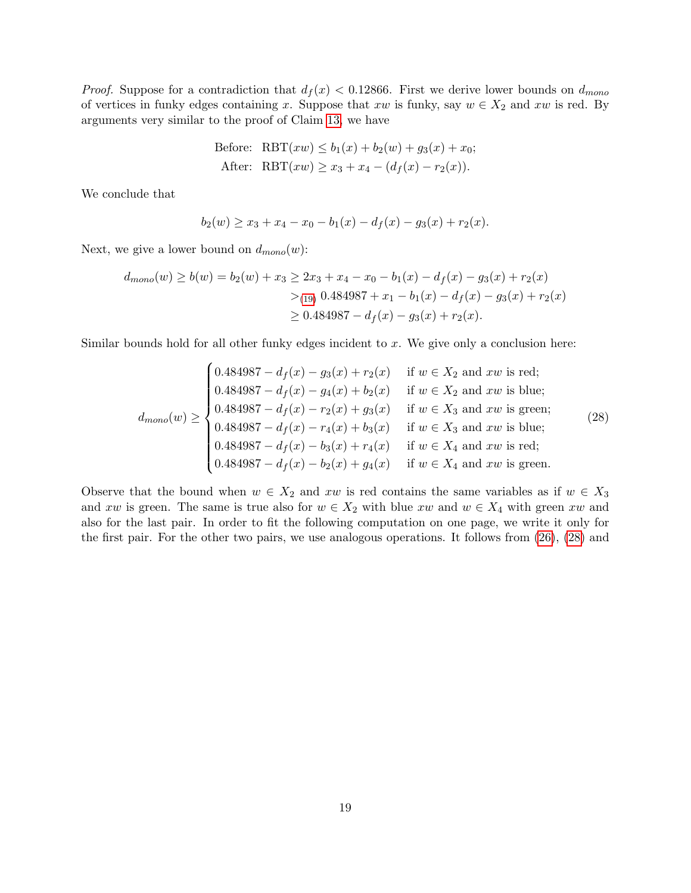*Proof.* Suppose for a contradiction that $d_f(x) < 0.12866$. First we derive lower bounds on $d_{mono}$ of vertices in funky edges containing $x$. Suppose that $xw$ is funky, say $w \in X_2$ and $xw$ is red. By arguments very similar to the proof of Claim 13, we have

$$\begin{aligned} \text{Before:} \quad & \mathrm{RBT}(xw) \le b_1(x) + b_2(w) + g_3(x) + x_0; \\ \text{After:} \quad & \mathrm{RBT}(xw) \ge x_3 + x_4 - (d_f(x) - r_2(x)). \end{aligned}$$

We conclude that

$$b_2(w) \ge x_3 + x_4 - x_0 - b_1(x) - d_f(x) - g_3(x) + r_2(x).$$

Next, we give a lower bound on $d_{mono}(w)$:

$$\begin{aligned} d_{mono}(w) \ge b(w) = b_2(w) + x_3 &\ge 2x_3 + x_4 - x_0 - b_1(x) - d_f(x) - g_3(x) + r_2(x) \\ &>_{(19)} 0.484987 + x_1 - b_1(x) - d_f(x) - g_3(x) + r_2(x) \\ &\ge 0.484987 - d_f(x) - g_3(x) + r_2(x). \end{aligned}$$

Similar bounds hold for all other funky edges incident to $x$. We give only a conclusion here:

$$d_{mono}(w) \ge \begin{cases} 0.484987 - d_f(x) - g_3(x) + r_2(x) & \text{if } w \in X_2 \text{ and } xw \text{ is red;} \\ 0.484987 - d_f(x) - g_4(x) + b_2(x) & \text{if } w \in X_2 \text{ and } xw \text{ is blue;} \\ 0.484987 - d_f(x) - r_2(x) + g_3(x) & \text{if } w \in X_3 \text{ and } xw \text{ is green;} \\ 0.484987 - d_f(x) - r_4(x) + b_3(x) & \text{if } w \in X_3 \text{ and } xw \text{ is blue;} \\ 0.484987 - d_f(x) - b_3(x) + r_4(x) & \text{if } w \in X_4 \text{ and } xw \text{ is red;} \\ 0.484987 - d_f(x) - b_2(x) + g_4(x) & \text{if } w \in X_4 \text{ and } xw \text{ is green.} \end{cases} \tag{28}$$

Observe that the bound when $w \in X_2$ and $xw$ is red contains the same variables as if $w \in X_3$ and $xw$ is green. The same is true also for $w \in X_2$ with blue $xw$ and $w \in X_4$ with green $xw$ and also for the last pair. In order to fit the following computation on one page, we write it only for the first pair. For the other two pairs, we use analogous operations. It follows from (26), (28) and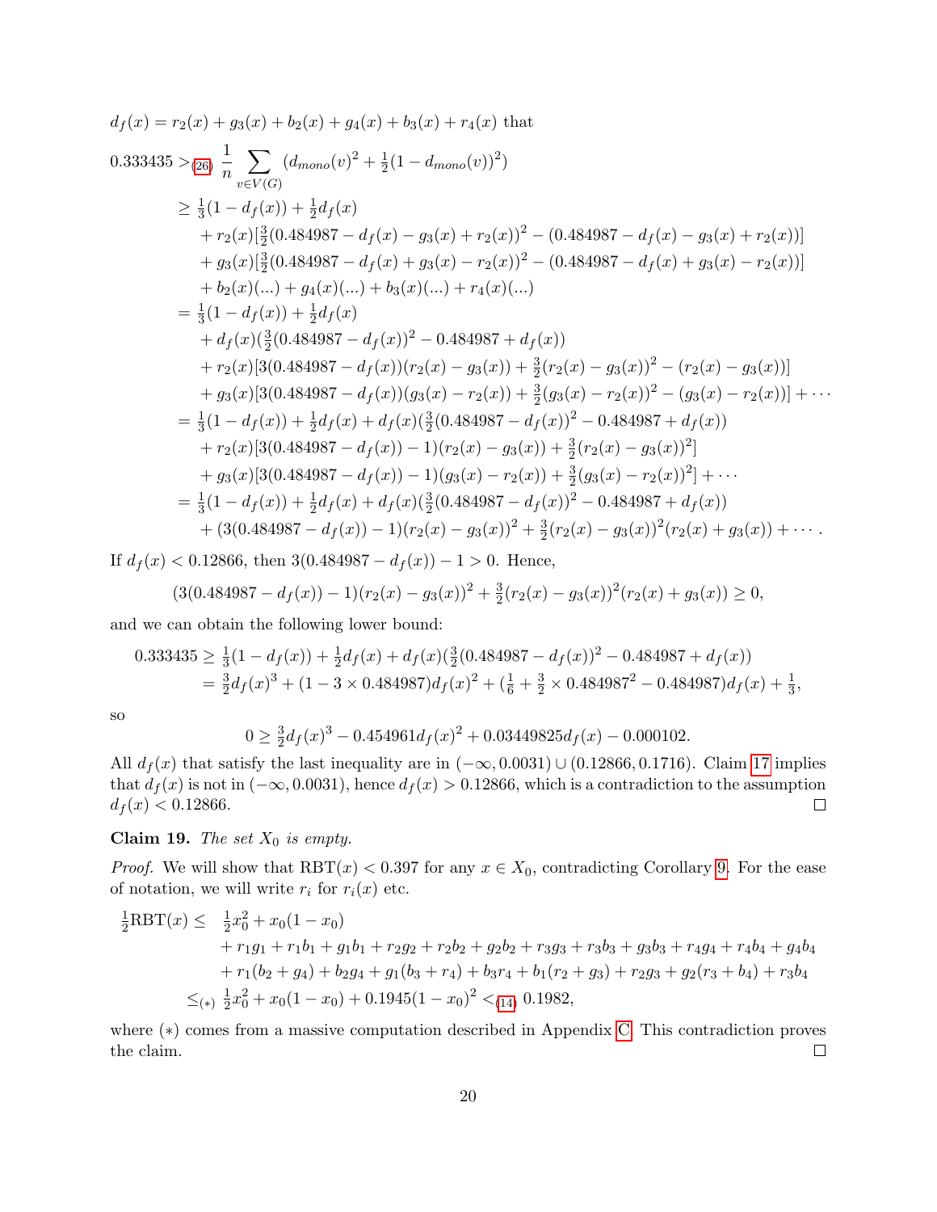$d_f(x) = r_2(x) + g_3(x) + b_2(x) + g_4(x) + b_3(x) + r_4(x)$ that

$$
\begin{aligned}
0.333435 &>_{(26)} \frac{1}{n} \sum_{v \in V(G)} (d_{mono}(v)^2 + \tfrac{1}{2}(1 - d_{mono}(v))^2) \\
&\geq \tfrac{1}{3}(1 - d_f(x)) + \tfrac{1}{2} d_f(x) \\
&\quad + r_2(x)[\tfrac{3}{2}(0.484987 - d_f(x) - g_3(x) + r_2(x))^2 - (0.484987 - d_f(x) - g_3(x) + r_2(x))] \\
&\quad + g_3(x)[\tfrac{3}{2}(0.484987 - d_f(x) + g_3(x) - r_2(x))^2 - (0.484987 - d_f(x) + g_3(x) - r_2(x))] \\
&\quad + b_2(x)(\ldots) + g_4(x)(\ldots) + b_3(x)(\ldots) + r_4(x)(\ldots) \\
&= \tfrac{1}{3}(1 - d_f(x)) + \tfrac{1}{2} d_f(x) \\
&\quad + d_f(x)(\tfrac{3}{2}(0.484987 - d_f(x))^2 - 0.484987 + d_f(x)) \\
&\quad + r_2(x)[3(0.484987 - d_f(x))(r_2(x) - g_3(x)) + \tfrac{3}{2}(r_2(x) - g_3(x))^2 - (r_2(x) - g_3(x))] \\
&\quad + g_3(x)[3(0.484987 - d_f(x))(g_3(x) - r_2(x)) + \tfrac{3}{2}(g_3(x) - r_2(x))^2 - (g_3(x) - r_2(x))] + \cdots \\
&= \tfrac{1}{3}(1 - d_f(x)) + \tfrac{1}{2} d_f(x) + d_f(x)(\tfrac{3}{2}(0.484987 - d_f(x))^2 - 0.484987 + d_f(x)) \\
&\quad + r_2(x)[3(0.484987 - d_f(x)) - 1)(r_2(x) - g_3(x)) + \tfrac{3}{2}(r_2(x) - g_3(x))^2] \\
&\quad + g_3(x)[3(0.484987 - d_f(x)) - 1)(g_3(x) - r_2(x)) + \tfrac{3}{2}(g_3(x) - r_2(x))^2] + \cdots \\
&= \tfrac{1}{3}(1 - d_f(x)) + \tfrac{1}{2} d_f(x) + d_f(x)(\tfrac{3}{2}(0.484987 - d_f(x))^2 - 0.484987 + d_f(x)) \\
&\quad + (3(0.484987 - d_f(x)) - 1)(r_2(x) - g_3(x))^2 + \tfrac{3}{2}(r_2(x) - g_3(x))^2(r_2(x) + g_3(x)) + \cdots .
\end{aligned}
$$

If $d_f(x) < 0.12866$, then $3(0.484987 - d_f(x)) - 1 > 0$. Hence,

$$
(3(0.484987 - d_f(x)) - 1)(r_2(x) - g_3(x))^2 + \tfrac{3}{2}(r_2(x) - g_3(x))^2(r_2(x) + g_3(x)) \geq 0,
$$

and we can obtain the following lower bound:

$$
\begin{aligned}
0.333435 &\geq \tfrac{1}{3}(1 - d_f(x)) + \tfrac{1}{2} d_f(x) + d_f(x)(\tfrac{3}{2}(0.484987 - d_f(x))^2 - 0.484987 + d_f(x)) \\
&= \tfrac{3}{2} d_f(x)^3 + (1 - 3 \times 0.484987) d_f(x)^2 + (\tfrac{1}{6} + \tfrac{3}{2} \times 0.484987^2 - 0.484987) d_f(x) + \tfrac{1}{3},
\end{aligned}
$$

so

$$
0 \geq \tfrac{3}{2} d_f(x)^3 - 0.454961 d_f(x)^2 + 0.03449825 d_f(x) - 0.000102.
$$

All $d_f(x)$ that satisfy the last inequality are in $(-\infty, 0.0031) \cup (0.12866, 0.1716)$. Claim 17 implies that $d_f(x)$ is not in $(-\infty, 0.0031)$, hence $d_f(x) > 0.12866$, which is a contradiction to the assumption $d_f(x) < 0.12866$. □

**Claim 19.** *The set $X_0$ is empty.*

*Proof.* We will show that $\mathrm{RBT}(x) < 0.397$ for any $x \in X_0$, contradicting Corollary 9. For the ease of notation, we will write $r_i$ for $r_i(x)$ etc.

$$
\begin{aligned}
\tfrac{1}{2}\mathrm{RBT}(x) \leq \;& \tfrac{1}{2} x_0^2 + x_0(1 - x_0) \\
& + r_1 g_1 + r_1 b_1 + g_1 b_1 + r_2 g_2 + r_2 b_2 + g_2 b_2 + r_3 g_3 + r_3 b_3 + g_3 b_3 + r_4 g_4 + r_4 b_4 + g_4 b_4 \\
& + r_1(b_2 + g_4) + b_2 g_4 + g_1(b_3 + r_4) + b_3 r_4 + b_1(r_2 + g_3) + r_2 g_3 + g_2(r_3 + b_4) + r_3 b_4 \\
\leq_{(*)} \;& \tfrac{1}{2} x_0^2 + x_0(1 - x_0) + 0.1945(1 - x_0)^2 <_{(14)} 0.1982,
\end{aligned}
$$

where $(*)$ comes from a massive computation described in Appendix C. This contradiction proves the claim. □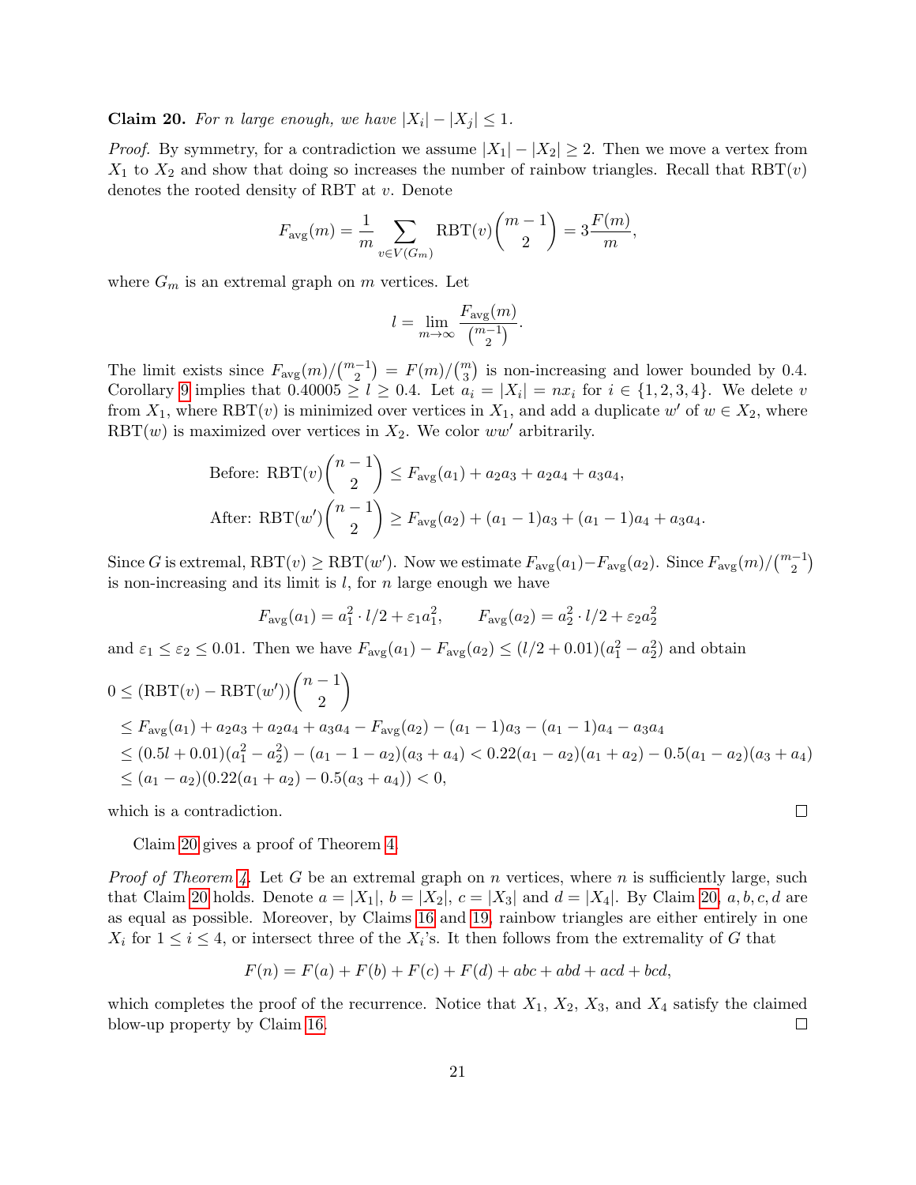**Claim 20.** *For $n$ large enough, we have $|X_i| - |X_j| \leq 1$.*

*Proof.* By symmetry, for a contradiction we assume $|X_1| - |X_2| \geq 2$. Then we move a vertex from $X_1$ to $X_2$ and show that doing so increases the number of rainbow triangles. Recall that $\mathrm{RBT}(v)$ denotes the rooted density of RBT at $v$. Denote

$$F_{\mathrm{avg}}(m) = \frac{1}{m} \sum_{v \in V(G_m)} \mathrm{RBT}(v) \binom{m-1}{2} = 3\frac{F(m)}{m},$$

where $G_m$ is an extremal graph on $m$ vertices. Let

$$l = \lim_{m\to\infty} \frac{F_{\mathrm{avg}}(m)}{\binom{m-1}{2}}.$$

The limit exists since $F_{\mathrm{avg}}(m)/\binom{m-1}{2} = F(m)/\binom{m}{3}$ is non-increasing and lower bounded by 0.4. Corollary 9 implies that $0.40005 \geq l \geq 0.4$. Let $a_i = |X_i| = nx_i$ for $i \in \{1, 2, 3, 4\}$. We delete $v$ from $X_1$, where $\mathrm{RBT}(v)$ is minimized over vertices in $X_1$, and add a duplicate $w'$ of $w \in X_2$, where $\mathrm{RBT}(w)$ is maximized over vertices in $X_2$. We color $ww'$ arbitrarily.

$$\text{Before: } \mathrm{RBT}(v)\binom{n-1}{2} \leq F_{\mathrm{avg}}(a_1) + a_2a_3 + a_2a_4 + a_3a_4,$$

$$\text{After: } \mathrm{RBT}(w')\binom{n-1}{2} \geq F_{\mathrm{avg}}(a_2) + (a_1 - 1)a_3 + (a_1 - 1)a_4 + a_3a_4.$$

Since $G$ is extremal, $\mathrm{RBT}(v) \geq \mathrm{RBT}(w')$. Now we estimate $F_{\mathrm{avg}}(a_1) - F_{\mathrm{avg}}(a_2)$. Since $F_{\mathrm{avg}}(m)/\binom{m-1}{2}$ is non-increasing and its limit is $l$, for $n$ large enough we have

$$F_{\mathrm{avg}}(a_1) = a_1^2 \cdot l/2 + \varepsilon_1 a_1^2, \qquad F_{\mathrm{avg}}(a_2) = a_2^2 \cdot l/2 + \varepsilon_2 a_2^2$$

and $\varepsilon_1 \leq \varepsilon_2 \leq 0.01$. Then we have $F_{\mathrm{avg}}(a_1) - F_{\mathrm{avg}}(a_2) \leq (l/2 + 0.01)(a_1^2 - a_2^2)$ and obtain

$$\begin{aligned}
0 &\leq (\mathrm{RBT}(v) - \mathrm{RBT}(w'))\binom{n-1}{2} \\
&\leq F_{\mathrm{avg}}(a_1) + a_2a_3 + a_2a_4 + a_3a_4 - F_{\mathrm{avg}}(a_2) - (a_1 - 1)a_3 - (a_1 - 1)a_4 - a_3a_4 \\
&\leq (0.5l + 0.01)(a_1^2 - a_2^2) - (a_1 - 1 - a_2)(a_3 + a_4) < 0.22(a_1 - a_2)(a_1 + a_2) - 0.5(a_1 - a_2)(a_3 + a_4) \\
&\leq (a_1 - a_2)(0.22(a_1 + a_2) - 0.5(a_3 + a_4)) < 0,
\end{aligned}$$

which is a contradiction. $\square$

Claim 20 gives a proof of Theorem 4.

*Proof of Theorem 4.* Let $G$ be an extremal graph on $n$ vertices, where $n$ is sufficiently large, such that Claim 20 holds. Denote $a = |X_1|$, $b = |X_2|$, $c = |X_3|$ and $d = |X_4|$. By Claim 20, $a, b, c, d$ are as equal as possible. Moreover, by Claims 16 and 19, rainbow triangles are either entirely in one $X_i$ for $1 \leq i \leq 4$, or intersect three of the $X_i$'s. It then follows from the extremality of $G$ that

$$F(n) = F(a) + F(b) + F(c) + F(d) + abc + abd + acd + bcd,$$

which completes the proof of the recurrence. Notice that $X_1$, $X_2$, $X_3$, and $X_4$ satisfy the claimed blow-up property by Claim 16. $\square$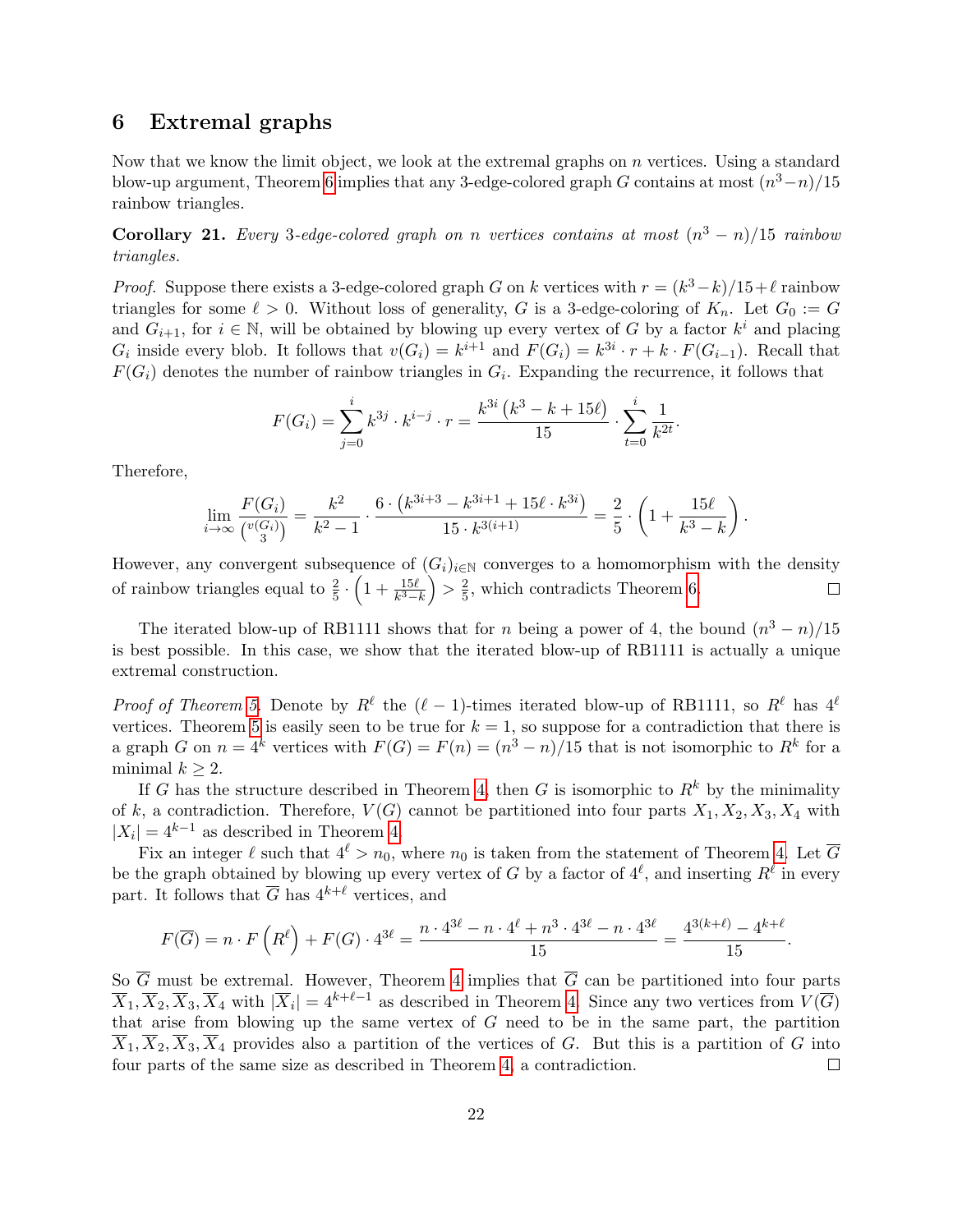## 6 Extremal graphs

Now that we know the limit object, we look at the extremal graphs on $n$ vertices. Using a standard blow-up argument, Theorem 6 implies that any 3-edge-colored graph $G$ contains at most $(n^3-n)/15$ rainbow triangles.

**Corollary 21.** *Every 3-edge-colored graph on $n$ vertices contains at most $(n^3-n)/15$ rainbow triangles.*

*Proof.* Suppose there exists a 3-edge-colored graph $G$ on $k$ vertices with $r = (k^3-k)/15+\ell$ rainbow triangles for some $\ell > 0$. Without loss of generality, $G$ is a 3-edge-coloring of $K_n$. Let $G_0 := G$ and $G_{i+1}$, for $i \in \mathbb{N}$, will be obtained by blowing up every vertex of $G$ by a factor $k^i$ and placing $G_i$ inside every blob. It follows that $v(G_i) = k^{i+1}$ and $F(G_i) = k^{3i} \cdot r + k \cdot F(G_{i-1})$. Recall that $F(G_i)$ denotes the number of rainbow triangles in $G_i$. Expanding the recurrence, it follows that

$$F(G_i) = \sum_{j=0}^{i} k^{3j} \cdot k^{i-j} \cdot r = \frac{k^{3i}\left(k^3-k+15\ell\right)}{15} \cdot \sum_{t=0}^{i} \frac{1}{k^{2t}}.$$

Therefore,

$$\lim_{i\to\infty} \frac{F(G_i)}{\binom{v(G_i)}{3}} = \frac{k^2}{k^2-1} \cdot \frac{6 \cdot \left(k^{3i+3}-k^{3i+1}+15\ell \cdot k^{3i}\right)}{15 \cdot k^{3(i+1)}} = \frac{2}{5} \cdot \left(1 + \frac{15\ell}{k^3-k}\right).$$

However, any convergent subsequence of $(G_i)_{i\in\mathbb{N}}$ converges to a homomorphism with the density of rainbow triangles equal to $\frac{2}{5} \cdot \left(1 + \frac{15\ell}{k^3-k}\right) > \frac{2}{5}$, which contradicts Theorem 6. □

The iterated blow-up of RB1111 shows that for $n$ being a power of 4, the bound $(n^3-n)/15$ is best possible. In this case, we show that the iterated blow-up of RB1111 is actually a unique extremal construction.

*Proof of Theorem 5.* Denote by $R^\ell$ the $(\ell-1)$-times iterated blow-up of RB1111, so $R^\ell$ has $4^\ell$ vertices. Theorem 5 is easily seen to be true for $k=1$, so suppose for a contradiction that there is a graph $G$ on $n = 4^k$ vertices with $F(G) = F(n) = (n^3-n)/15$ that is not isomorphic to $R^k$ for a minimal $k \geq 2$.

If $G$ has the structure described in Theorem 4, then $G$ is isomorphic to $R^k$ by the minimality of $k$, a contradiction. Therefore, $V(G)$ cannot be partitioned into four parts $X_1, X_2, X_3, X_4$ with $|X_i| = 4^{k-1}$ as described in Theorem 4.

Fix an integer $\ell$ such that $4^\ell > n_0$, where $n_0$ is taken from the statement of Theorem 4. Let $\overline{G}$ be the graph obtained by blowing up every vertex of $G$ by a factor of $4^\ell$, and inserting $R^\ell$ in every part. It follows that $\overline{G}$ has $4^{k+\ell}$ vertices, and

$$F(\overline{G}) = n \cdot F\left(R^\ell\right) + F(G) \cdot 4^{3\ell} = \frac{n \cdot 4^{3\ell} - n \cdot 4^\ell + n^3 \cdot 4^{3\ell} - n \cdot 4^{3\ell}}{15} = \frac{4^{3(k+\ell)} - 4^{k+\ell}}{15}.$$

So $\overline{G}$ must be extremal. However, Theorem 4 implies that $\overline{G}$ can be partitioned into four parts $\overline{X}_1, \overline{X}_2, \overline{X}_3, \overline{X}_4$ with $|\overline{X}_i| = 4^{k+\ell-1}$ as described in Theorem 4. Since any two vertices from $V(\overline{G})$ that arise from blowing up the same vertex of $G$ need to be in the same part, the partition $\overline{X}_1, \overline{X}_2, \overline{X}_3, \overline{X}_4$ provides also a partition of the vertices of $G$. But this is a partition of $G$ into four parts of the same size as described in Theorem 4, a contradiction. □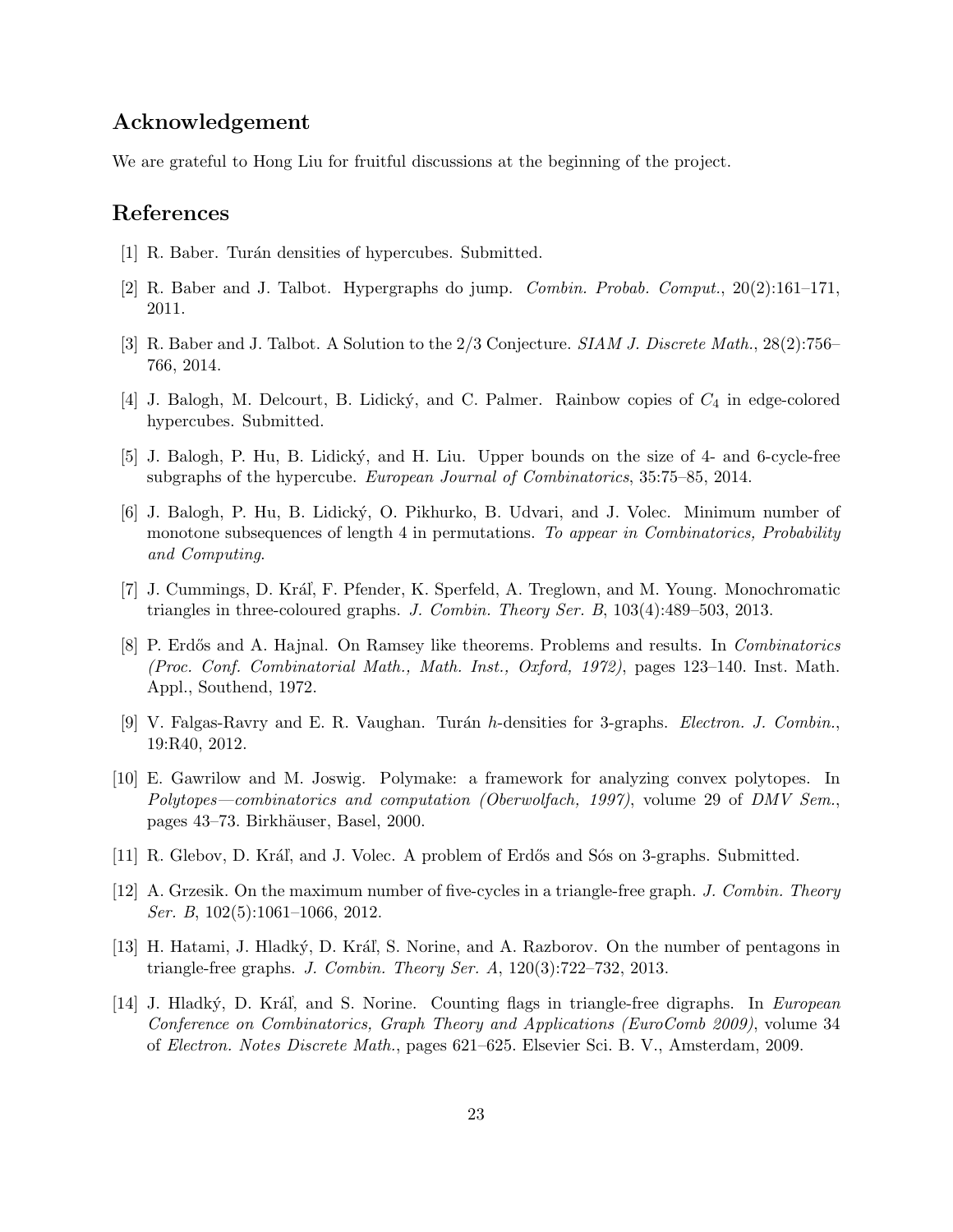## Acknowledgement

We are grateful to Hong Liu for fruitful discussions at the beginning of the project.

## References

[1] R. Baber. Turán densities of hypercubes. Submitted.

[2] R. Baber and J. Talbot. Hypergraphs do jump. *Combin. Probab. Comput.*, 20(2):161–171, 2011.

[3] R. Baber and J. Talbot. A Solution to the 2/3 Conjecture. *SIAM J. Discrete Math.*, 28(2):756–766, 2014.

[4] J. Balogh, M. Delcourt, B. Lidický, and C. Palmer. Rainbow copies of $C_4$ in edge-colored hypercubes. Submitted.

[5] J. Balogh, P. Hu, B. Lidický, and H. Liu. Upper bounds on the size of 4- and 6-cycle-free subgraphs of the hypercube. *European Journal of Combinatorics*, 35:75–85, 2014.

[6] J. Balogh, P. Hu, B. Lidický, O. Pikhurko, B. Udvari, and J. Volec. Minimum number of monotone subsequences of length 4 in permutations. *To appear in Combinatorics, Probability and Computing*.

[7] J. Cummings, D. Kráľ, F. Pfender, K. Sperfeld, A. Treglown, and M. Young. Monochromatic triangles in three-coloured graphs. *J. Combin. Theory Ser. B*, 103(4):489–503, 2013.

[8] P. Erdős and A. Hajnal. On Ramsey like theorems. Problems and results. In *Combinatorics (Proc. Conf. Combinatorial Math., Math. Inst., Oxford, 1972)*, pages 123–140. Inst. Math. Appl., Southend, 1972.

[9] V. Falgas-Ravry and E. R. Vaughan. Turán $h$-densities for 3-graphs. *Electron. J. Combin.*, 19:R40, 2012.

[10] E. Gawrilow and M. Joswig. Polymake: a framework for analyzing convex polytopes. In *Polytopes—combinatorics and computation (Oberwolfach, 1997)*, volume 29 of *DMV Sem.*, pages 43–73. Birkhäuser, Basel, 2000.

[11] R. Glebov, D. Kráľ, and J. Volec. A problem of Erdős and Sós on 3-graphs. Submitted.

[12] A. Grzesik. On the maximum number of five-cycles in a triangle-free graph. *J. Combin. Theory Ser. B*, 102(5):1061–1066, 2012.

[13] H. Hatami, J. Hladký, D. Kráľ, S. Norine, and A. Razborov. On the number of pentagons in triangle-free graphs. *J. Combin. Theory Ser. A*, 120(3):722–732, 2013.

[14] J. Hladký, D. Kráľ, and S. Norine. Counting flags in triangle-free digraphs. In *European Conference on Combinatorics, Graph Theory and Applications (EuroComb 2009)*, volume 34 of *Electron. Notes Discrete Math.*, pages 621–625. Elsevier Sci. B. V., Amsterdam, 2009.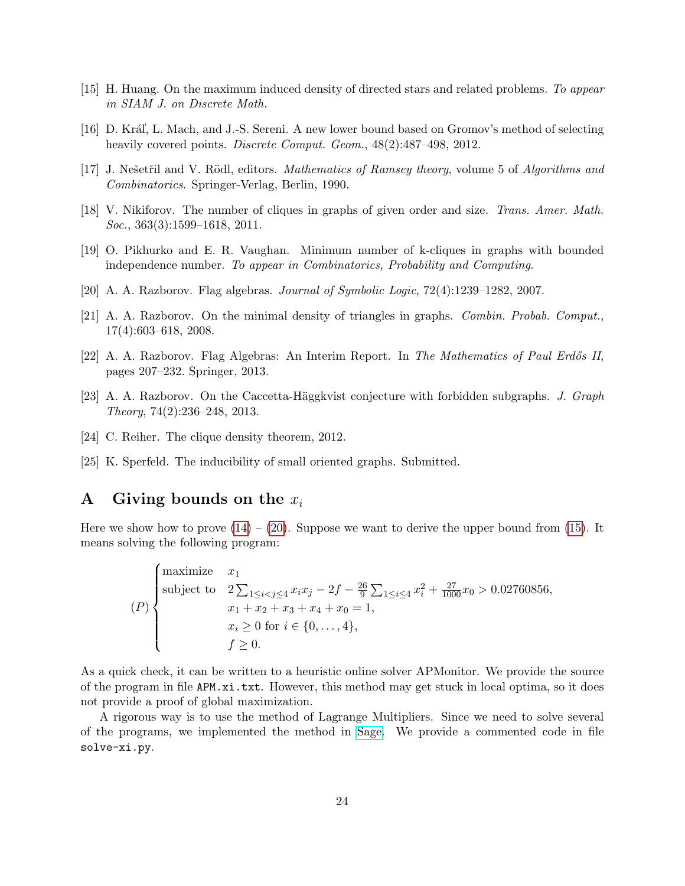[15] H. Huang. On the maximum induced density of directed stars and related problems. *To appear in SIAM J. on Discrete Math.*

[16] D. Kráľ, L. Mach, and J.-S. Sereni. A new lower bound based on Gromov's method of selecting heavily covered points. *Discrete Comput. Geom.*, 48(2):487–498, 2012.

[17] J. Nešetřil and V. Rödl, editors. *Mathematics of Ramsey theory*, volume 5 of *Algorithms and Combinatorics*. Springer-Verlag, Berlin, 1990.

[18] V. Nikiforov. The number of cliques in graphs of given order and size. *Trans. Amer. Math. Soc.*, 363(3):1599–1618, 2011.

[19] O. Pikhurko and E. R. Vaughan. Minimum number of k-cliques in graphs with bounded independence number. *To appear in Combinatorics, Probability and Computing*.

[20] A. A. Razborov. Flag algebras. *Journal of Symbolic Logic*, 72(4):1239–1282, 2007.

[21] A. A. Razborov. On the minimal density of triangles in graphs. *Combin. Probab. Comput.*, 17(4):603–618, 2008.

[22] A. A. Razborov. Flag Algebras: An Interim Report. In *The Mathematics of Paul Erdős II*, pages 207–232. Springer, 2013.

[23] A. A. Razborov. On the Caccetta-Häggkvist conjecture with forbidden subgraphs. *J. Graph Theory*, 74(2):236–248, 2013.

[24] C. Reiher. The clique density theorem, 2012.

[25] K. Sperfeld. The inducibility of small oriented graphs. Submitted.

# A Giving bounds on the $x_i$

Here we show how to prove (14) – (20). Suppose we want to derive the upper bound from (15). It means solving the following program:

$$
(P)\begin{cases}
\text{maximize} & x_1 \\
\text{subject to} & 2\sum_{1\le i<j\le 4} x_i x_j - 2f - \frac{26}{9}\sum_{1\le i\le 4} x_i^2 + \frac{27}{1000}x_0 > 0.02760856, \\
 & x_1 + x_2 + x_3 + x_4 + x_0 = 1, \\
 & x_i \ge 0 \text{ for } i \in \{0,\dots,4\}, \\
 & f \ge 0.
\end{cases}
$$

As a quick check, it can be written to a heuristic online solver APMonitor. We provide the source of the program in file `APM.xi.txt`. However, this method may get stuck in local optima, so it does not provide a proof of global maximization.

A rigorous way is to use the method of Lagrange Multipliers. Since we need to solve several of the programs, we implemented the method in Sage. We provide a commented code in file `solve-xi.py`.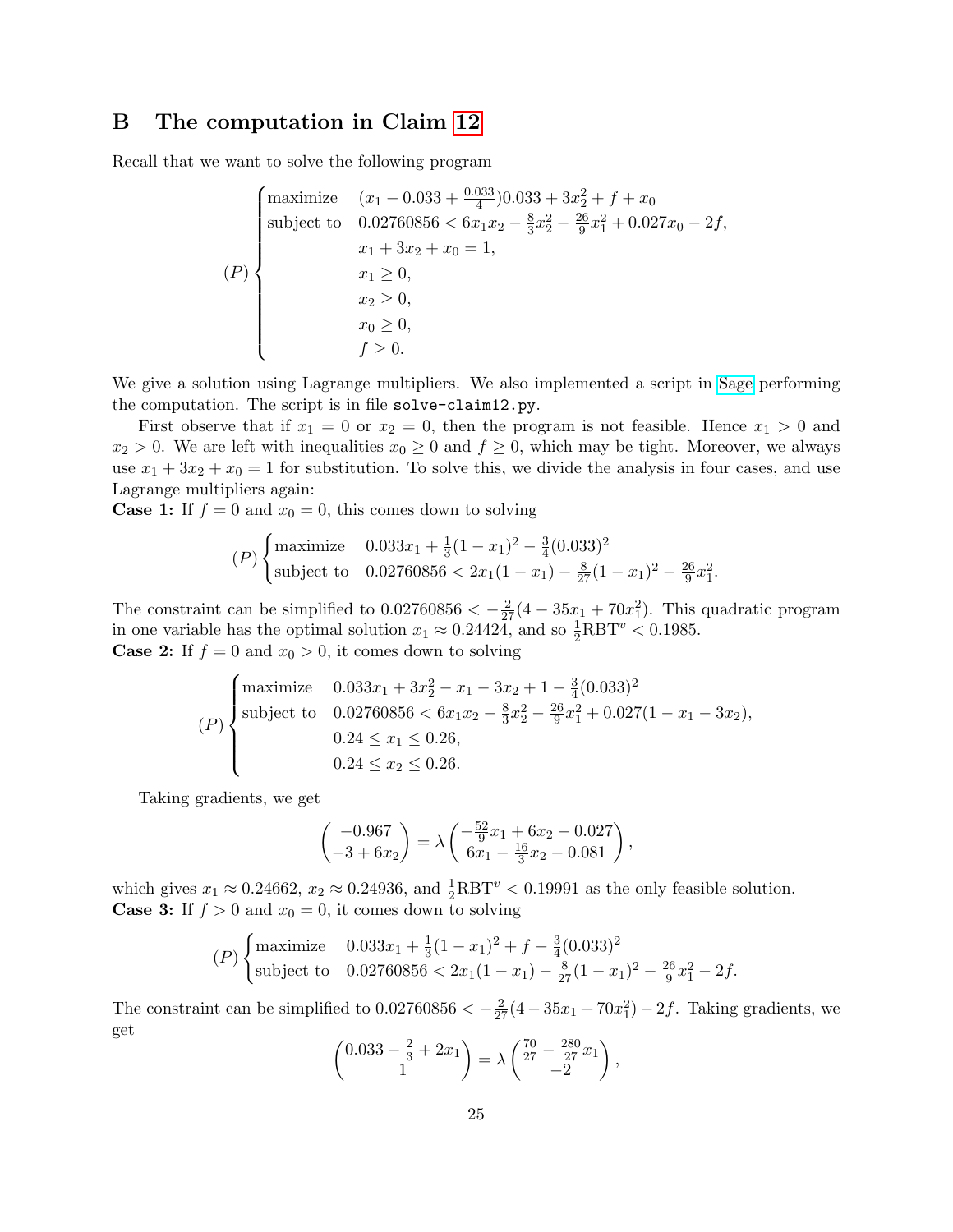## B The computation in Claim 12

Recall that we want to solve the following program

$$
(P)\begin{cases}
\text{maximize} & (x_1 - 0.033 + \frac{0.033}{4})0.033 + 3x_2^2 + f + x_0 \\
\text{subject to} & 0.02760856 < 6x_1x_2 - \frac{8}{3}x_2^2 - \frac{26}{9}x_1^2 + 0.027x_0 - 2f, \\
& x_1 + 3x_2 + x_0 = 1, \\
& x_1 \geq 0, \\
& x_2 \geq 0, \\
& x_0 \geq 0, \\
& f \geq 0.
\end{cases}
$$

We give a solution using Lagrange multipliers. We also implemented a script in Sage performing the computation. The script is in file `solve-claim12.py`.

First observe that if $x_1 = 0$ or $x_2 = 0$, then the program is not feasible. Hence $x_1 > 0$ and $x_2 > 0$. We are left with inequalities $x_0 \geq 0$ and $f \geq 0$, which may be tight. Moreover, we always use $x_1 + 3x_2 + x_0 = 1$ for substitution. To solve this, we divide the analysis in four cases, and use Lagrange multipliers again:

**Case 1:** If $f = 0$ and $x_0 = 0$, this comes down to solving

$$
(P)\begin{cases}
\text{maximize} & 0.033x_1 + \frac{1}{3}(1-x_1)^2 - \frac{3}{4}(0.033)^2 \\
\text{subject to} & 0.02760856 < 2x_1(1-x_1) - \frac{8}{27}(1-x_1)^2 - \frac{26}{9}x_1^2.
\end{cases}
$$

The constraint can be simplified to $0.02760856 < -\frac{2}{27}(4 - 35x_1 + 70x_1^2)$. This quadratic program in one variable has the optimal solution $x_1 \approx 0.24424$, and so $\frac{1}{2}\mathrm{RBT}^v < 0.1985$.

**Case 2:** If $f = 0$ and $x_0 > 0$, it comes down to solving

$$
(P)\begin{cases}
\text{maximize} & 0.033x_1 + 3x_2^2 - x_1 - 3x_2 + 1 - \frac{3}{4}(0.033)^2 \\
\text{subject to} & 0.02760856 < 6x_1x_2 - \frac{8}{3}x_2^2 - \frac{26}{9}x_1^2 + 0.027(1 - x_1 - 3x_2), \\
& 0.24 \leq x_1 \leq 0.26, \\
& 0.24 \leq x_2 \leq 0.26.
\end{cases}
$$

Taking gradients, we get

$$
\begin{pmatrix} -0.967 \\ -3 + 6x_2 \end{pmatrix} = \lambda \begin{pmatrix} -\frac{52}{9}x_1 + 6x_2 - 0.027 \\ 6x_1 - \frac{16}{3}x_2 - 0.081 \end{pmatrix},
$$

which gives $x_1 \approx 0.24662$, $x_2 \approx 0.24936$, and $\frac{1}{2}\mathrm{RBT}^v < 0.19991$ as the only feasible solution.

**Case 3:** If $f > 0$ and $x_0 = 0$, it comes down to solving

$$
(P)\begin{cases}
\text{maximize} & 0.033x_1 + \frac{1}{3}(1-x_1)^2 + f - \frac{3}{4}(0.033)^2 \\
\text{subject to} & 0.02760856 < 2x_1(1-x_1) - \frac{8}{27}(1-x_1)^2 - \frac{26}{9}x_1^2 - 2f.
\end{cases}
$$

The constraint can be simplified to $0.02760856 < -\frac{2}{27}(4 - 35x_1 + 70x_1^2) - 2f$. Taking gradients, we get

$$
\begin{pmatrix} 0.033 - \frac{2}{3} + 2x_1 \\ 1 \end{pmatrix} = \lambda \begin{pmatrix} \frac{70}{27} - \frac{280}{27}x_1 \\ -2 \end{pmatrix},
$$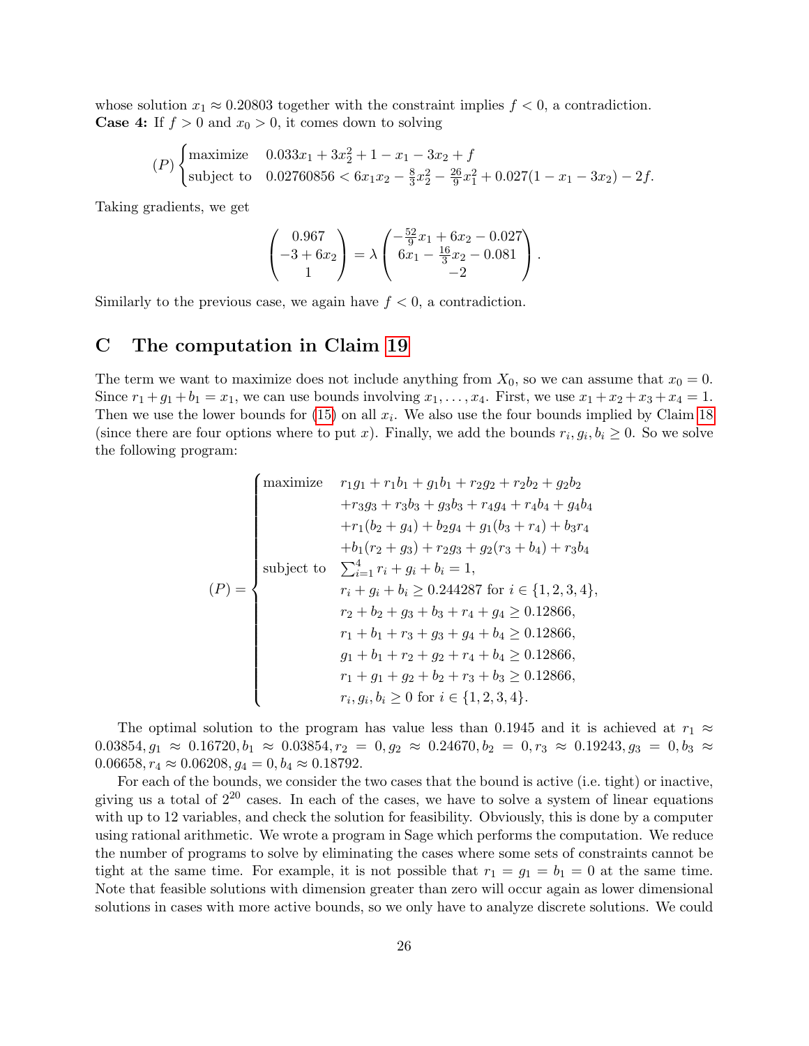whose solution $x_1 \approx 0.20803$ together with the constraint implies $f < 0$, a contradiction.
**Case 4:** If $f > 0$ and $x_0 > 0$, it comes down to solving

$$(P) \begin{cases} \text{maximize} & 0.033x_1 + 3x_2^2 + 1 - x_1 - 3x_2 + f \\ \text{subject to} & 0.02760856 < 6x_1x_2 - \frac{8}{3}x_2^2 - \frac{26}{9}x_1^2 + 0.027(1 - x_1 - 3x_2) - 2f. \end{cases}$$

Taking gradients, we get

$$\begin{pmatrix} 0.967 \\ -3 + 6x_2 \\ 1 \end{pmatrix} = \lambda \begin{pmatrix} -\frac{52}{9}x_1 + 6x_2 - 0.027 \\ 6x_1 - \frac{16}{3}x_2 - 0.081 \\ -2 \end{pmatrix}.$$

Similarly to the previous case, we again have $f < 0$, a contradiction.

# C The computation in Claim 19

The term we want to maximize does not include anything from $X_0$, so we can assume that $x_0 = 0$. Since $r_1 + g_1 + b_1 = x_1$, we can use bounds involving $x_1, \ldots, x_4$. First, we use $x_1 + x_2 + x_3 + x_4 = 1$. Then we use the lower bounds for (15) on all $x_i$. We also use the four bounds implied by Claim 18 (since there are four options where to put $x$). Finally, we add the bounds $r_i, g_i, b_i \geq 0$. So we solve the following program:

$$(P) = \begin{cases} \text{maximize} & r_1g_1 + r_1b_1 + g_1b_1 + r_2g_2 + r_2b_2 + g_2b_2 \\ & +r_3g_3 + r_3b_3 + g_3b_3 + r_4g_4 + r_4b_4 + g_4b_4 \\ & +r_1(b_2 + g_4) + b_2g_4 + g_1(b_3 + r_4) + b_3r_4 \\ & +b_1(r_2 + g_3) + r_2g_3 + g_2(r_3 + b_4) + r_3b_4 \\ \text{subject to} & \sum_{i=1}^{4} r_i + g_i + b_i = 1, \\ & r_i + g_i + b_i \geq 0.244287 \text{ for } i \in \{1, 2, 3, 4\}, \\ & r_2 + b_2 + g_3 + b_3 + r_4 + g_4 \geq 0.12866, \\ & r_1 + b_1 + r_3 + g_3 + g_4 + b_4 \geq 0.12866, \\ & g_1 + b_1 + r_2 + g_2 + r_4 + b_4 \geq 0.12866, \\ & r_1 + g_1 + g_2 + b_2 + r_3 + b_3 \geq 0.12866, \\ & r_i, g_i, b_i \geq 0 \text{ for } i \in \{1, 2, 3, 4\}. \end{cases}$$

The optimal solution to the program has value less than 0.1945 and it is achieved at $r_1 \approx 0.03854, g_1 \approx 0.16720, b_1 \approx 0.03854, r_2 = 0, g_2 \approx 0.24670, b_2 = 0, r_3 \approx 0.19243, g_3 = 0, b_3 \approx 0.06658, r_4 \approx 0.06208, g_4 = 0, b_4 \approx 0.18792$.

For each of the bounds, we consider the two cases that the bound is active (i.e. tight) or inactive, giving us a total of $2^{20}$ cases. In each of the cases, we have to solve a system of linear equations with up to 12 variables, and check the solution for feasibility. Obviously, this is done by a computer using rational arithmetic. We wrote a program in Sage which performs the computation. We reduce the number of programs to solve by eliminating the cases where some sets of constraints cannot be tight at the same time. For example, it is not possible that $r_1 = g_1 = b_1 = 0$ at the same time. Note that feasible solutions with dimension greater than zero will occur again as lower dimensional solutions in cases with more active bounds, so we only have to analyze discrete solutions. We could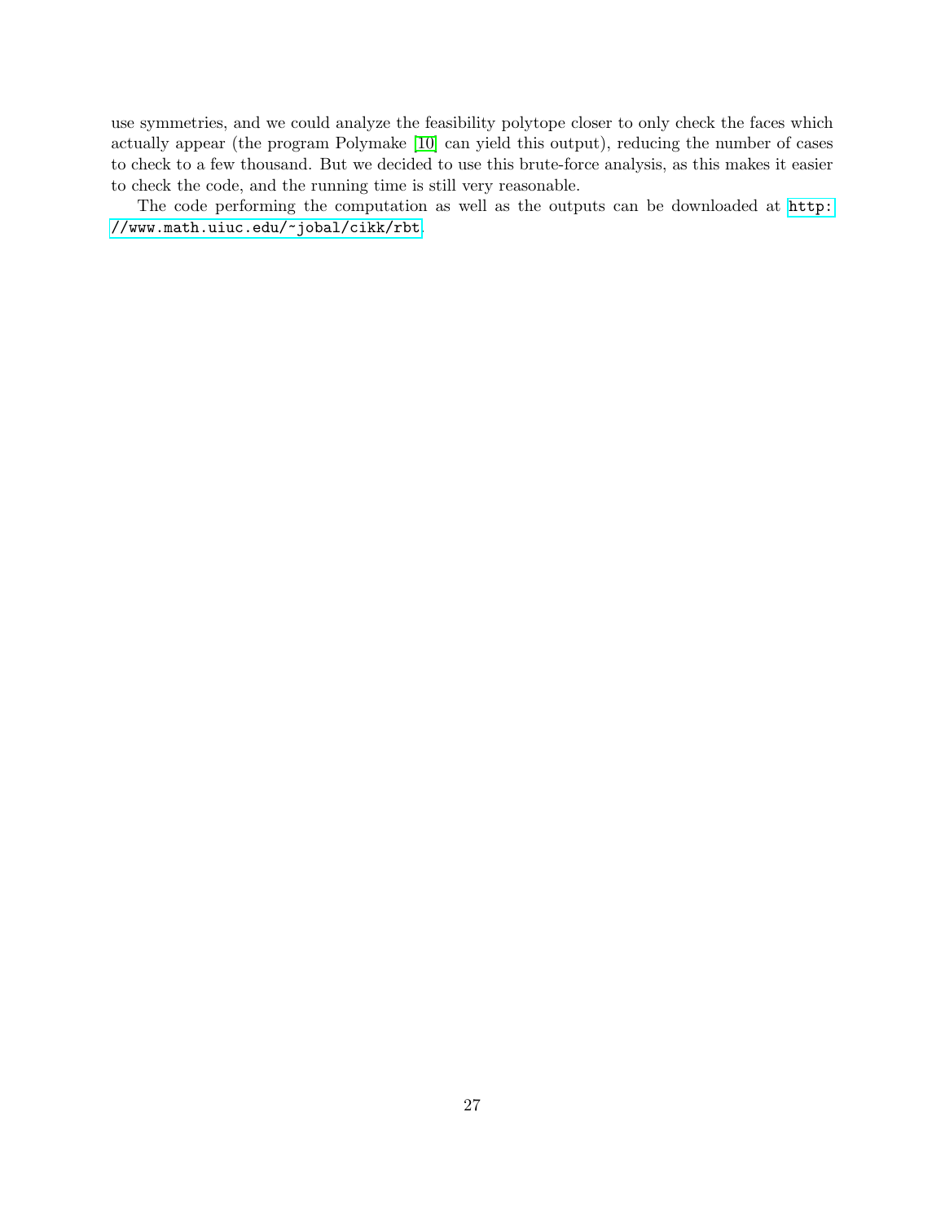use symmetries, and we could analyze the feasibility polytope closer to only check the faces which actually appear (the program Polymake [10] can yield this output), reducing the number of cases to check to a few thousand. But we decided to use this brute-force analysis, as this makes it easier to check the code, and the running time is still very reasonable.

The code performing the computation as well as the outputs can be downloaded at `http://www.math.uiuc.edu/~jobal/cikk/rbt`.